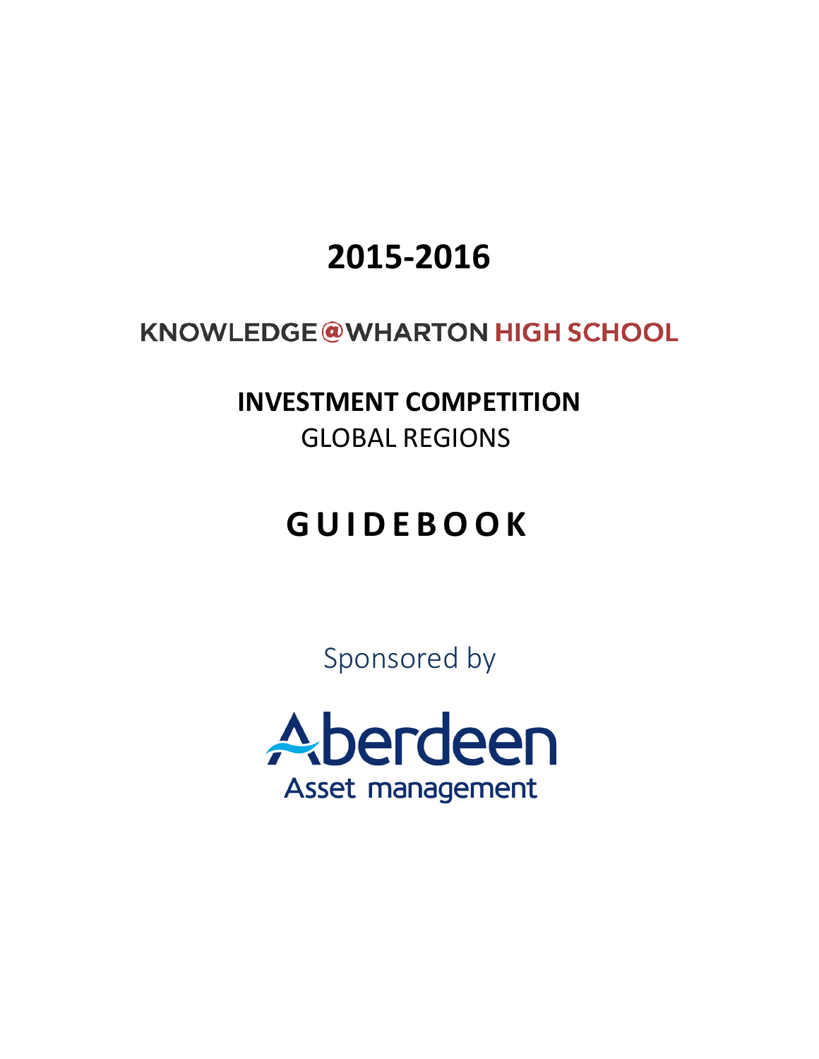# 2015-2016

KNOWLEDGE@WHARTON HIGH SCHOOL

**INVESTMENT COMPETITION**

GLOBAL REGIONS

# G U I D E B O O K

Sponsored by

Aberdeen

Asset management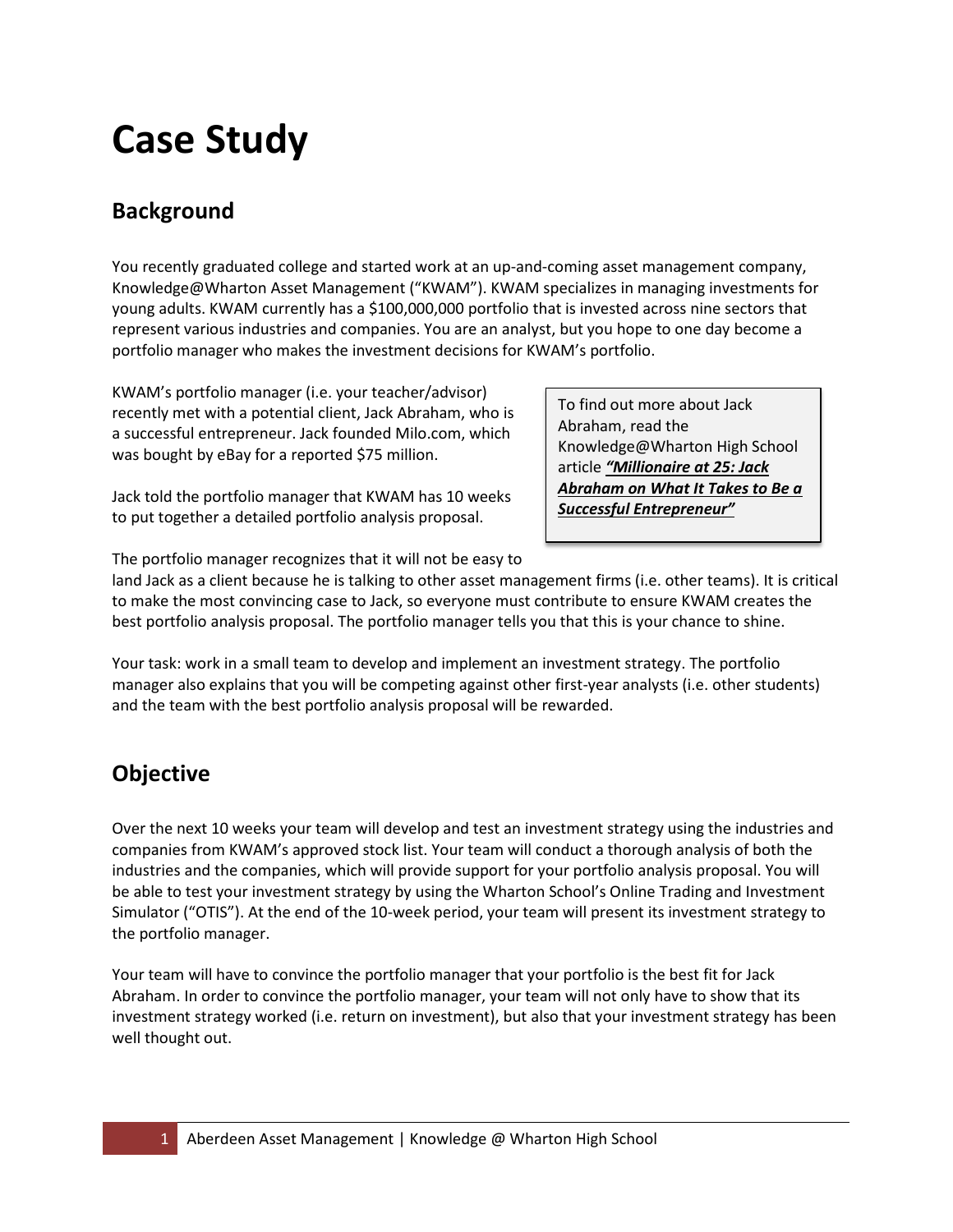# Case Study

## Background

You recently graduated college and started work at an up-and-coming asset management company, Knowledge@Wharton Asset Management ("KWAM"). KWAM specializes in managing investments for young adults. KWAM currently has a $100,000,000 portfolio that is invested across nine sectors that represent various industries and companies. You are an analyst, but you hope to one day become a portfolio manager who makes the investment decisions for KWAM's portfolio.

KWAM's portfolio manager (i.e. your teacher/advisor) recently met with a potential client, Jack Abraham, who is a successful entrepreneur. Jack founded Milo.com, which was bought by eBay for a reported $75 million.

> To find out more about Jack Abraham, read the Knowledge@Wharton High School article ***"Millionaire at 25: Jack Abraham on What It Takes to Be a Successful Entrepreneur"***

Jack told the portfolio manager that KWAM has 10 weeks to put together a detailed portfolio analysis proposal.

The portfolio manager recognizes that it will not be easy to land Jack as a client because he is talking to other asset management firms (i.e. other teams). It is critical to make the most convincing case to Jack, so everyone must contribute to ensure KWAM creates the best portfolio analysis proposal. The portfolio manager tells you that this is your chance to shine.

Your task: work in a small team to develop and implement an investment strategy. The portfolio manager also explains that you will be competing against other first-year analysts (i.e. other students) and the team with the best portfolio analysis proposal will be rewarded.

## Objective

Over the next 10 weeks your team will develop and test an investment strategy using the industries and companies from KWAM's approved stock list. Your team will conduct a thorough analysis of both the industries and the companies, which will provide support for your portfolio analysis proposal. You will be able to test your investment strategy by using the Wharton School's Online Trading and Investment Simulator ("OTIS"). At the end of the 10-week period, your team will present its investment strategy to the portfolio manager.

Your team will have to convince the portfolio manager that your portfolio is the best fit for Jack Abraham. In order to convince the portfolio manager, your team will not only have to show that its investment strategy worked (i.e. return on investment), but also that your investment strategy has been well thought out.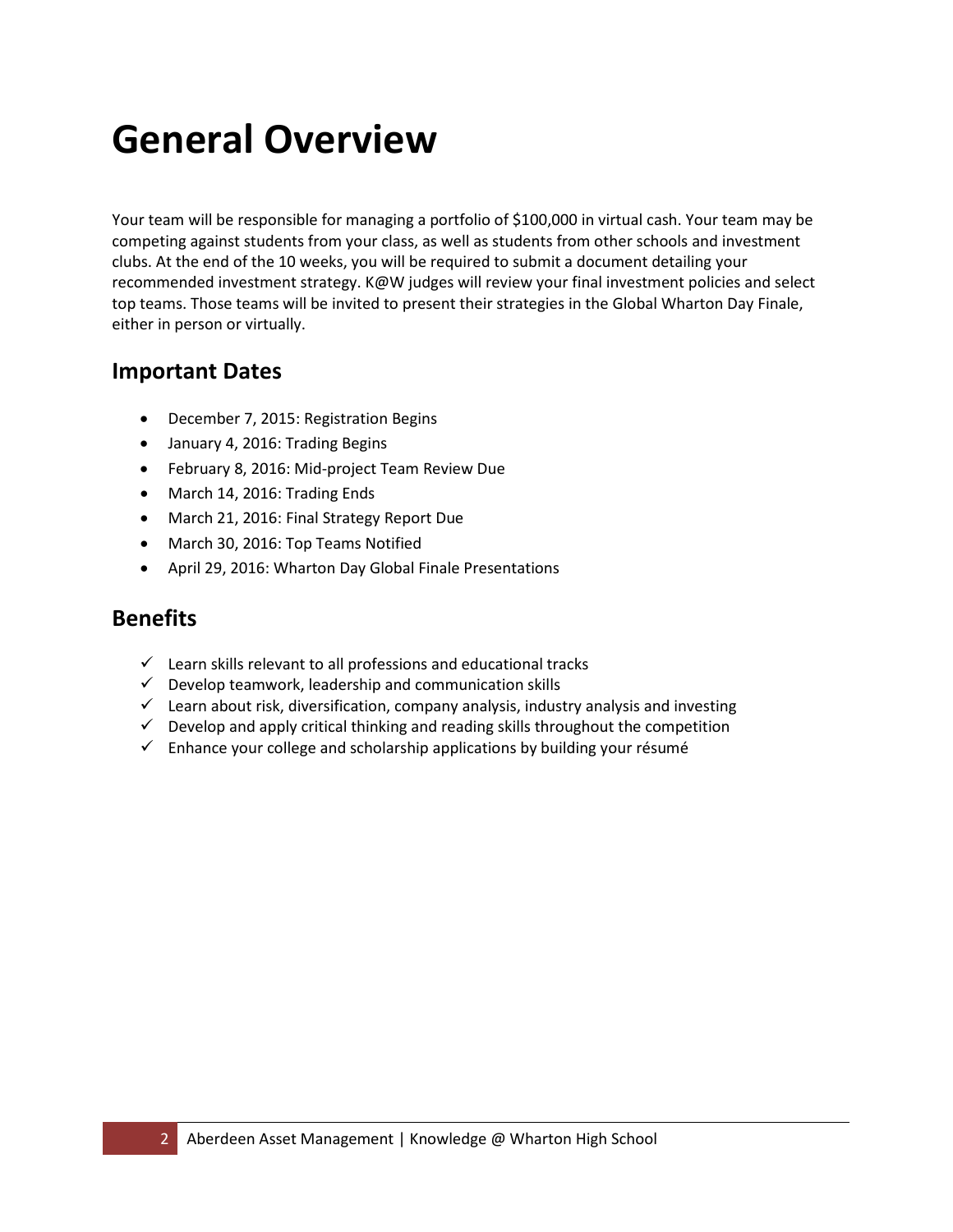# General Overview

Your team will be responsible for managing a portfolio of $100,000 in virtual cash. Your team may be competing against students from your class, as well as students from other schools and investment clubs. At the end of the 10 weeks, you will be required to submit a document detailing your recommended investment strategy. K@W judges will review your final investment policies and select top teams. Those teams will be invited to present their strategies in the Global Wharton Day Finale, either in person or virtually.

## Important Dates

- December 7, 2015: Registration Begins
- January 4, 2016: Trading Begins
- February 8, 2016: Mid-project Team Review Due
- March 14, 2016: Trading Ends
- March 21, 2016: Final Strategy Report Due
- March 30, 2016: Top Teams Notified
- April 29, 2016: Wharton Day Global Finale Presentations

## Benefits

- ✓ Learn skills relevant to all professions and educational tracks
- ✓ Develop teamwork, leadership and communication skills
- ✓ Learn about risk, diversification, company analysis, industry analysis and investing
- ✓ Develop and apply critical thinking and reading skills throughout the competition
- ✓ Enhance your college and scholarship applications by building your résumé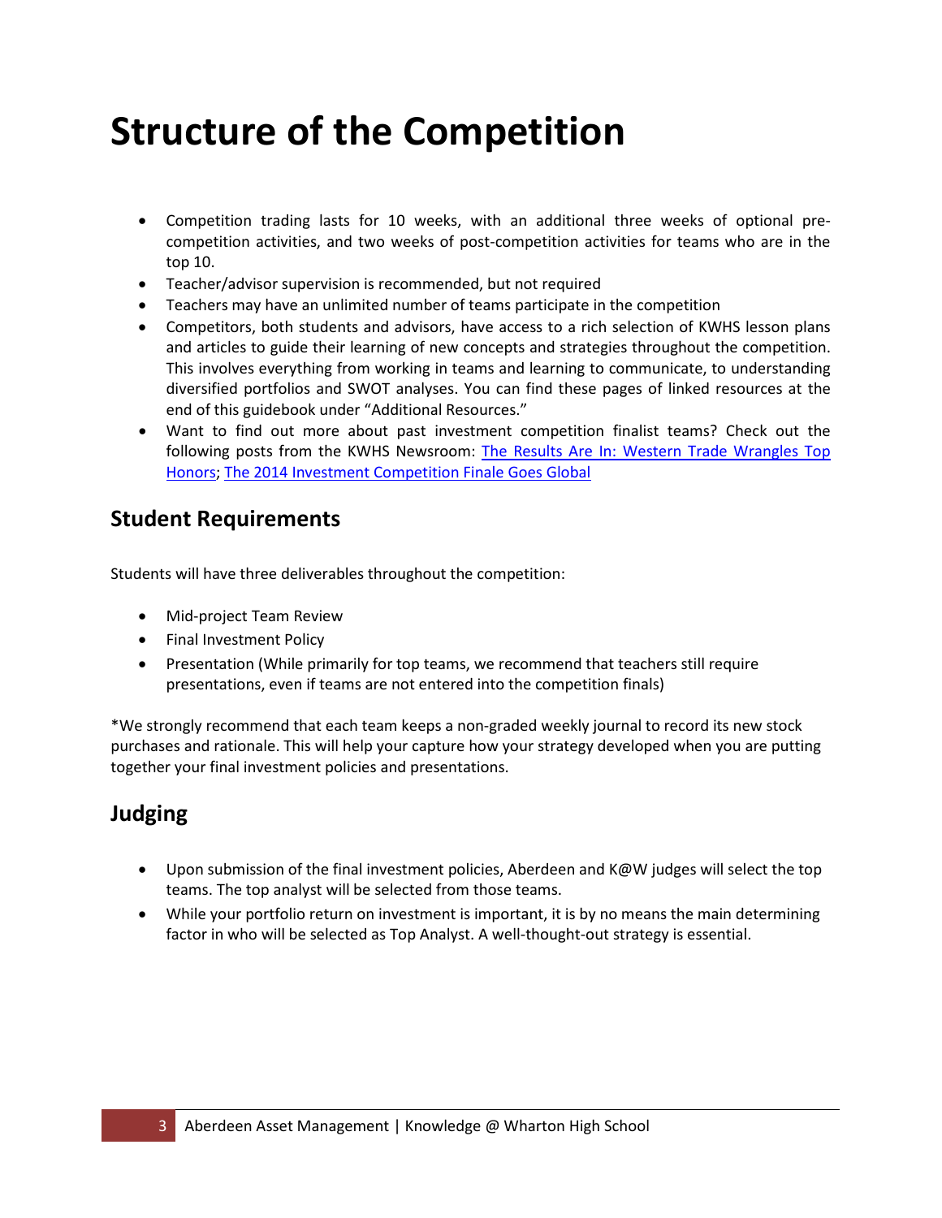# Structure of the Competition

- Competition trading lasts for 10 weeks, with an additional three weeks of optional pre-competition activities, and two weeks of post-competition activities for teams who are in the top 10.
- Teacher/advisor supervision is recommended, but not required
- Teachers may have an unlimited number of teams participate in the competition
- Competitors, both students and advisors, have access to a rich selection of KWHS lesson plans and articles to guide their learning of new concepts and strategies throughout the competition. This involves everything from working in teams and learning to communicate, to understanding diversified portfolios and SWOT analyses. You can find these pages of linked resources at the end of this guidebook under "Additional Resources."
- Want to find out more about past investment competition finalist teams? Check out the following posts from the KWHS Newsroom: The Results Are In: Western Trade Wrangles Top Honors; The 2014 Investment Competition Finale Goes Global

## Student Requirements

Students will have three deliverables throughout the competition:

- Mid-project Team Review
- Final Investment Policy
- Presentation (While primarily for top teams, we recommend that teachers still require presentations, even if teams are not entered into the competition finals)

*We strongly recommend that each team keeps a non-graded weekly journal to record its new stock purchases and rationale. This will help your capture how your strategy developed when you are putting together your final investment policies and presentations.

## Judging

- Upon submission of the final investment policies, Aberdeen and K@W judges will select the top teams. The top analyst will be selected from those teams.
- While your portfolio return on investment is important, it is by no means the main determining factor in who will be selected as Top Analyst. A well-thought-out strategy is essential.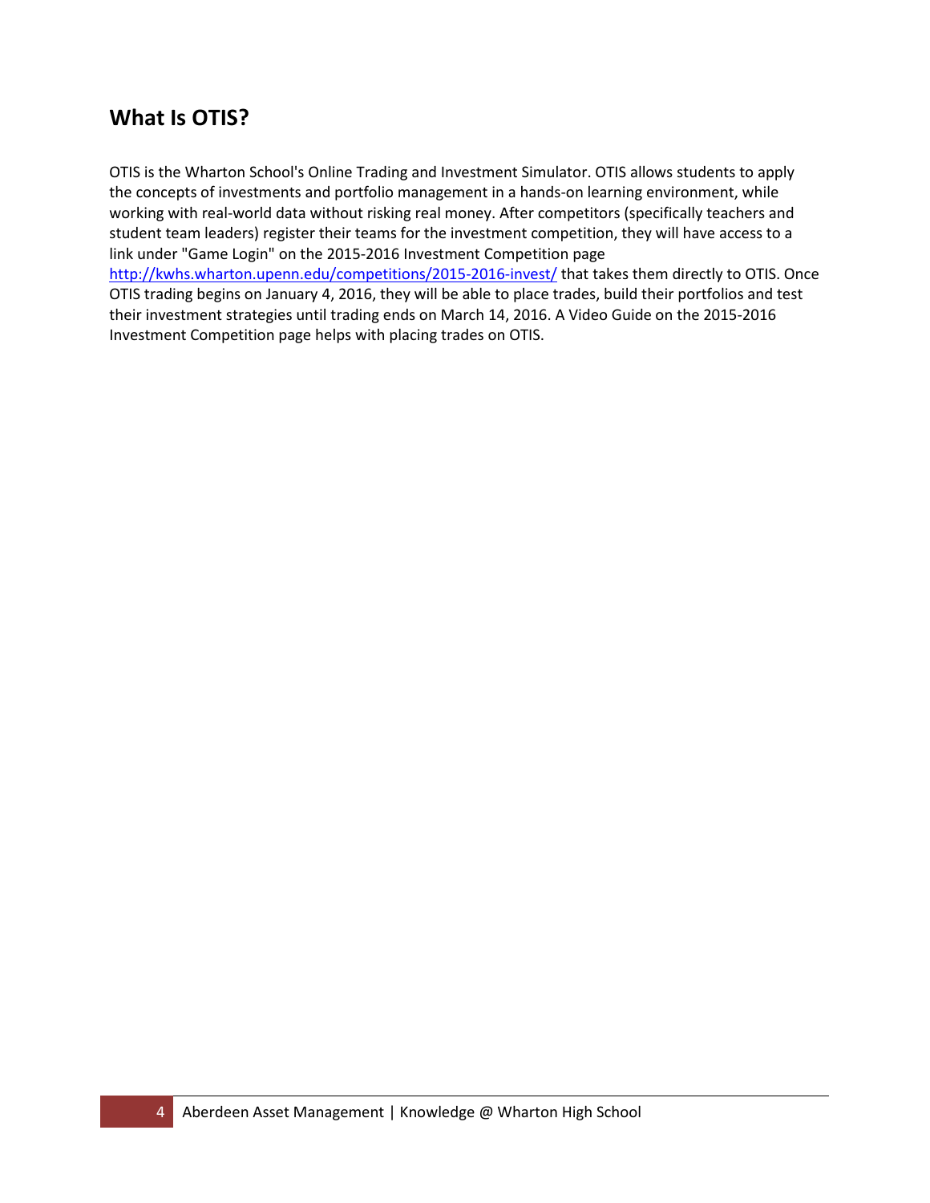## What Is OTIS?

OTIS is the Wharton School's Online Trading and Investment Simulator. OTIS allows students to apply the concepts of investments and portfolio management in a hands-on learning environment, while working with real-world data without risking real money. After competitors (specifically teachers and student team leaders) register their teams for the investment competition, they will have access to a link under "Game Login" on the 2015-2016 Investment Competition page http://kwhs.wharton.upenn.edu/competitions/2015-2016-invest/ that takes them directly to OTIS. Once OTIS trading begins on January 4, 2016, they will be able to place trades, build their portfolios and test their investment strategies until trading ends on March 14, 2016. A Video Guide on the 2015-2016 Investment Competition page helps with placing trades on OTIS.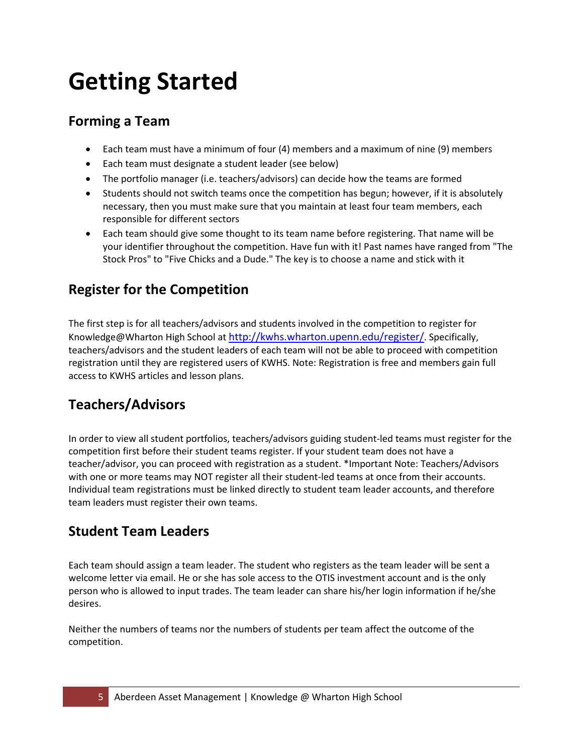# Getting Started

## Forming a Team

- Each team must have a minimum of four (4) members and a maximum of nine (9) members
- Each team must designate a student leader (see below)
- The portfolio manager (i.e. teachers/advisors) can decide how the teams are formed
- Students should not switch teams once the competition has begun; however, if it is absolutely necessary, then you must make sure that you maintain at least four team members, each responsible for different sectors
- Each team should give some thought to its team name before registering. That name will be your identifier throughout the competition. Have fun with it! Past names have ranged from "The Stock Pros" to "Five Chicks and a Dude." The key is to choose a name and stick with it

## Register for the Competition

The first step is for all teachers/advisors and students involved in the competition to register for Knowledge@Wharton High School at http://kwhs.wharton.upenn.edu/register/. Specifically, teachers/advisors and the student leaders of each team will not be able to proceed with competition registration until they are registered users of KWHS. Note: Registration is free and members gain full access to KWHS articles and lesson plans.

## Teachers/Advisors

In order to view all student portfolios, teachers/advisors guiding student-led teams must register for the competition first before their student teams register. If your student team does not have a teacher/advisor, you can proceed with registration as a student. *Important Note: Teachers/Advisors with one or more teams may NOT register all their student-led teams at once from their accounts. Individual team registrations must be linked directly to student team leader accounts, and therefore team leaders must register their own teams.

## Student Team Leaders

Each team should assign a team leader. The student who registers as the team leader will be sent a welcome letter via email. He or she has sole access to the OTIS investment account and is the only person who is allowed to input trades. The team leader can share his/her login information if he/she desires.

Neither the numbers of teams nor the numbers of students per team affect the outcome of the competition.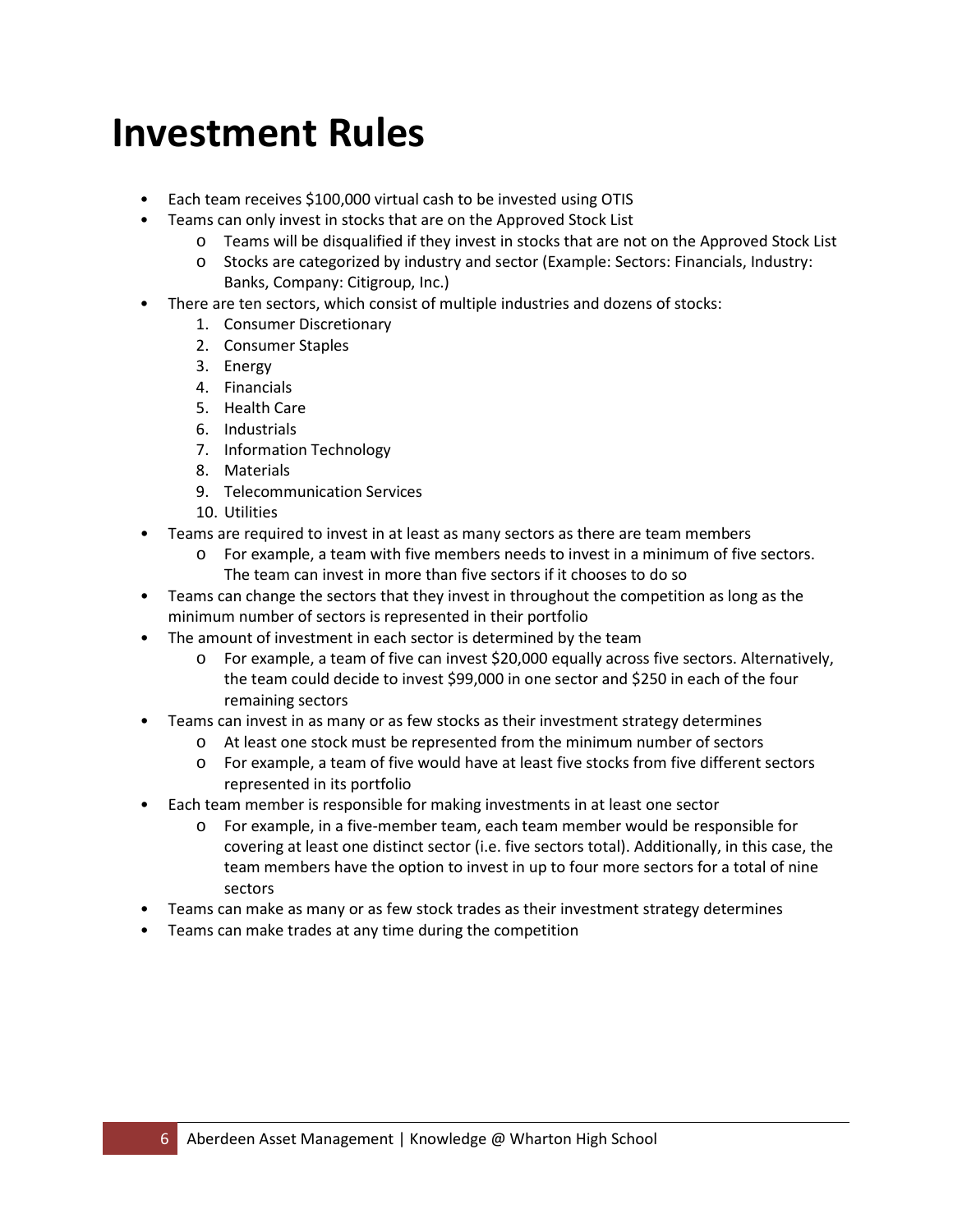# Investment Rules

- Each team receives $100,000 virtual cash to be invested using OTIS
- Teams can only invest in stocks that are on the Approved Stock List
    - Teams will be disqualified if they invest in stocks that are not on the Approved Stock List
    - Stocks are categorized by industry and sector (Example: Sectors: Financials, Industry: Banks, Company: Citigroup, Inc.)
- There are ten sectors, which consist of multiple industries and dozens of stocks:
    1. Consumer Discretionary
    2. Consumer Staples
    3. Energy
    4. Financials
    5. Health Care
    6. Industrials
    7. Information Technology
    8. Materials
    9. Telecommunication Services
    10. Utilities
- Teams are required to invest in at least as many sectors as there are team members
    - For example, a team with five members needs to invest in a minimum of five sectors. The team can invest in more than five sectors if it chooses to do so
- Teams can change the sectors that they invest in throughout the competition as long as the minimum number of sectors is represented in their portfolio
- The amount of investment in each sector is determined by the team
    - For example, a team of five can invest $20,000 equally across five sectors. Alternatively, the team could decide to invest $99,000 in one sector and $250 in each of the four remaining sectors
- Teams can invest in as many or as few stocks as their investment strategy determines
    - At least one stock must be represented from the minimum number of sectors
    - For example, a team of five would have at least five stocks from five different sectors represented in its portfolio
- Each team member is responsible for making investments in at least one sector
    - For example, in a five-member team, each team member would be responsible for covering at least one distinct sector (i.e. five sectors total). Additionally, in this case, the team members have the option to invest in up to four more sectors for a total of nine sectors
- Teams can make as many or as few stock trades as their investment strategy determines
- Teams can make trades at any time during the competition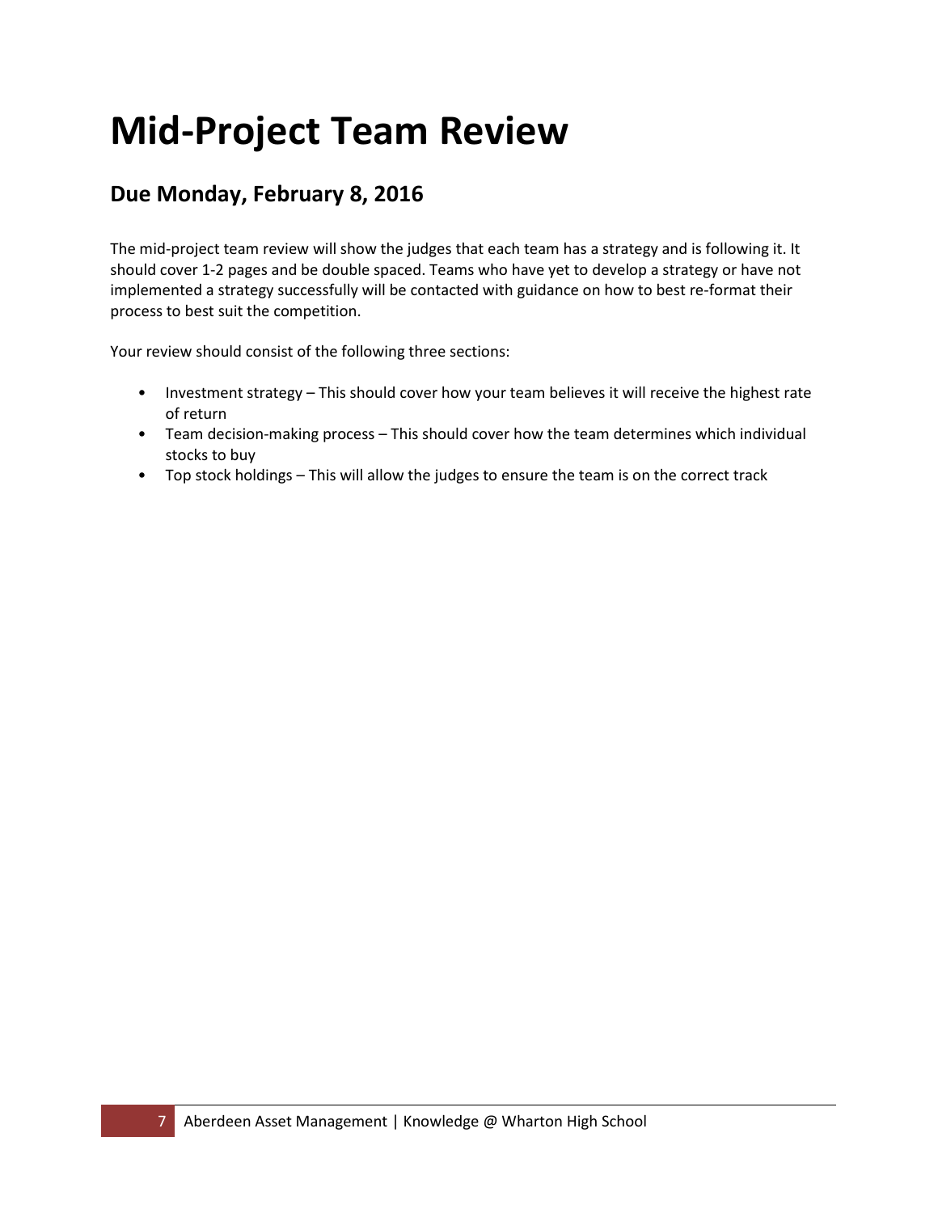# Mid-Project Team Review

## Due Monday, February 8, 2016

The mid-project team review will show the judges that each team has a strategy and is following it. It should cover 1-2 pages and be double spaced. Teams who have yet to develop a strategy or have not implemented a strategy successfully will be contacted with guidance on how to best re-format their process to best suit the competition.

Your review should consist of the following three sections:

- Investment strategy – This should cover how your team believes it will receive the highest rate of return
- Team decision-making process – This should cover how the team determines which individual stocks to buy
- Top stock holdings – This will allow the judges to ensure the team is on the correct track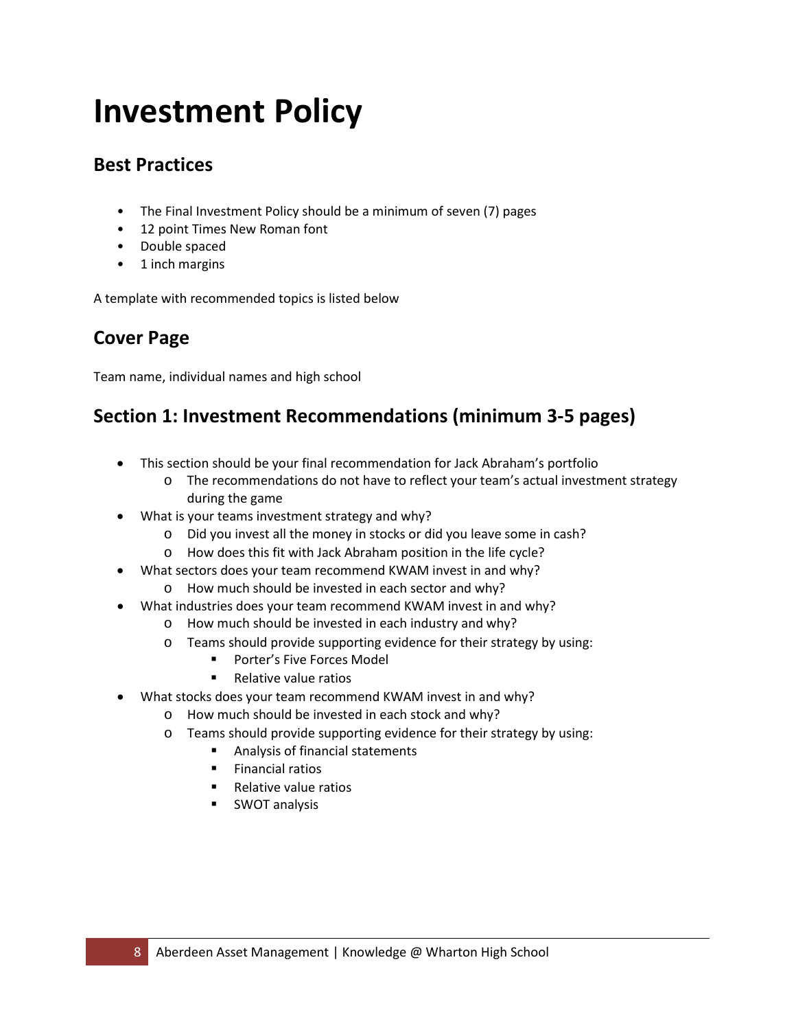# Investment Policy

## Best Practices

- The Final Investment Policy should be a minimum of seven (7) pages
- 12 point Times New Roman font
- Double spaced
- 1 inch margins

A template with recommended topics is listed below

## Cover Page

Team name, individual names and high school

## Section 1: Investment Recommendations (minimum 3-5 pages)

- This section should be your final recommendation for Jack Abraham's portfolio
  - The recommendations do not have to reflect your team's actual investment strategy during the game
- What is your teams investment strategy and why?
  - Did you invest all the money in stocks or did you leave some in cash?
  - How does this fit with Jack Abraham position in the life cycle?
- What sectors does your team recommend KWAM invest in and why?
  - How much should be invested in each sector and why?
- What industries does your team recommend KWAM invest in and why?
  - How much should be invested in each industry and why?
  - Teams should provide supporting evidence for their strategy by using:
    - Porter's Five Forces Model
    - Relative value ratios
- What stocks does your team recommend KWAM invest in and why?
  - How much should be invested in each stock and why?
  - Teams should provide supporting evidence for their strategy by using:
    - Analysis of financial statements
    - Financial ratios
    - Relative value ratios
    - SWOT analysis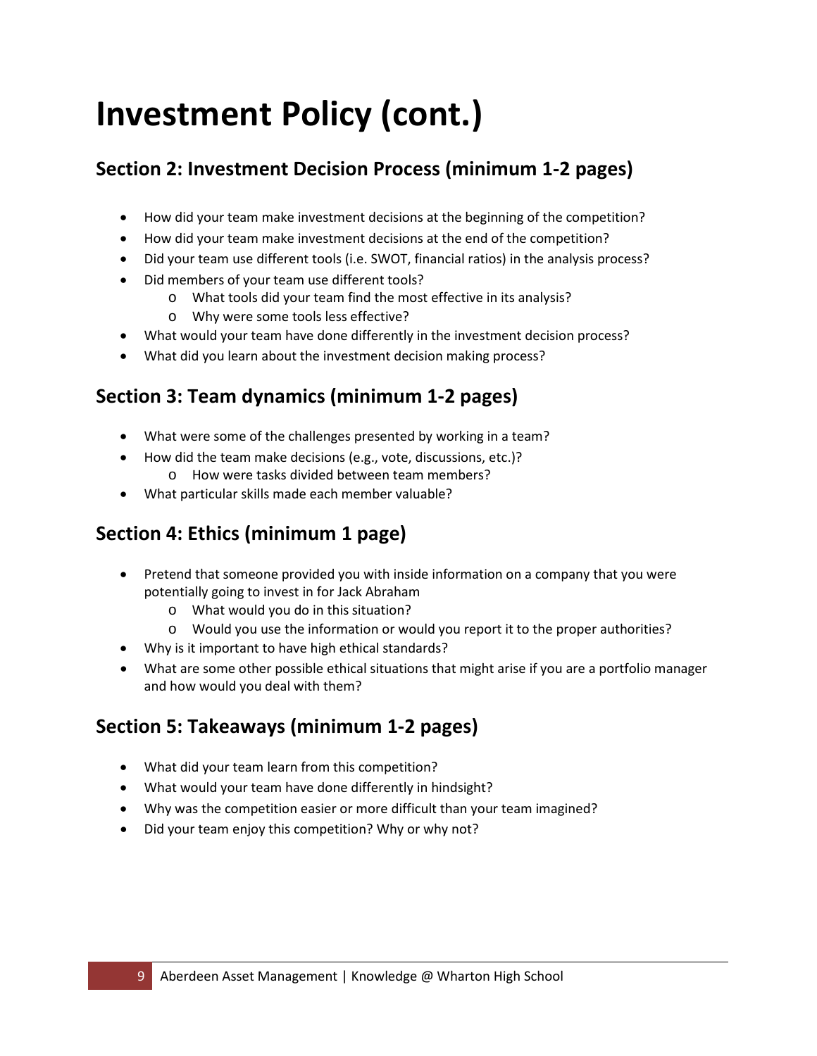# Investment Policy (cont.)

## Section 2: Investment Decision Process (minimum 1-2 pages)

- How did your team make investment decisions at the beginning of the competition?
- How did your team make investment decisions at the end of the competition?
- Did your team use different tools (i.e. SWOT, financial ratios) in the analysis process?
- Did members of your team use different tools?
  - What tools did your team find the most effective in its analysis?
  - Why were some tools less effective?
- What would your team have done differently in the investment decision process?
- What did you learn about the investment decision making process?

## Section 3: Team dynamics (minimum 1-2 pages)

- What were some of the challenges presented by working in a team?
- How did the team make decisions (e.g., vote, discussions, etc.)?
  - How were tasks divided between team members?
- What particular skills made each member valuable?

## Section 4: Ethics (minimum 1 page)

- Pretend that someone provided you with inside information on a company that you were potentially going to invest in for Jack Abraham
  - What would you do in this situation?
  - Would you use the information or would you report it to the proper authorities?
- Why is it important to have high ethical standards?
- What are some other possible ethical situations that might arise if you are a portfolio manager and how would you deal with them?

## Section 5: Takeaways (minimum 1-2 pages)

- What did your team learn from this competition?
- What would your team have done differently in hindsight?
- Why was the competition easier or more difficult than your team imagined?
- Did your team enjoy this competition? Why or why not?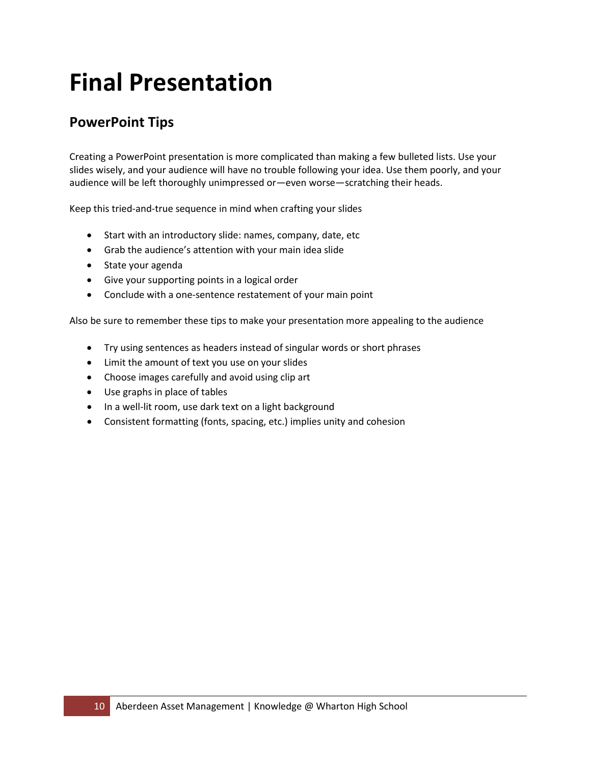# Final Presentation

## PowerPoint Tips

Creating a PowerPoint presentation is more complicated than making a few bulleted lists. Use your slides wisely, and your audience will have no trouble following your idea. Use them poorly, and your audience will be left thoroughly unimpressed or—even worse—scratching their heads.

Keep this tried-and-true sequence in mind when crafting your slides

- Start with an introductory slide: names, company, date, etc
- Grab the audience's attention with your main idea slide
- State your agenda
- Give your supporting points in a logical order
- Conclude with a one-sentence restatement of your main point

Also be sure to remember these tips to make your presentation more appealing to the audience

- Try using sentences as headers instead of singular words or short phrases
- Limit the amount of text you use on your slides
- Choose images carefully and avoid using clip art
- Use graphs in place of tables
- In a well-lit room, use dark text on a light background
- Consistent formatting (fonts, spacing, etc.) implies unity and cohesion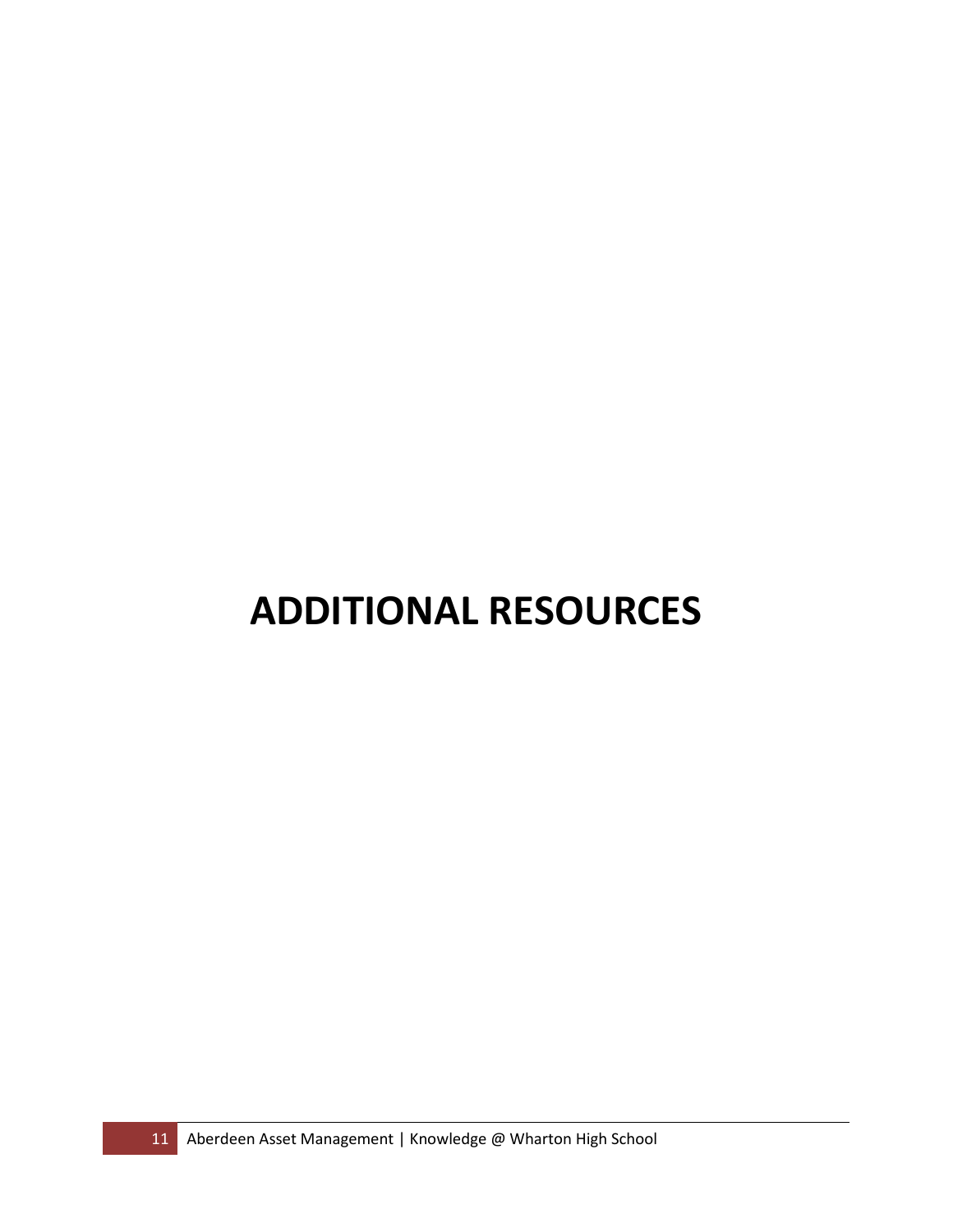# ADDITIONAL RESOURCES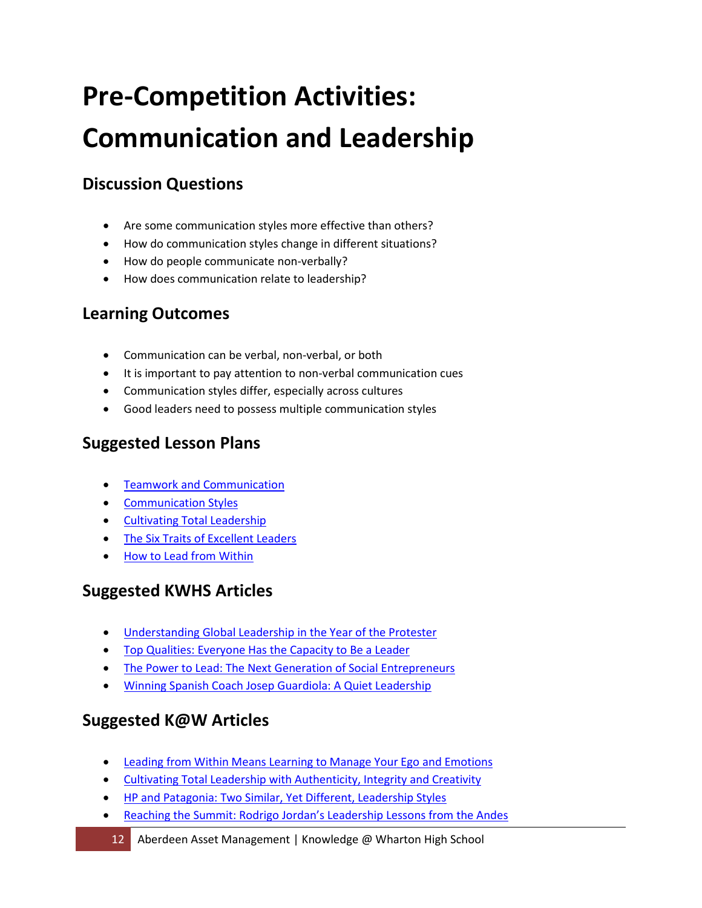# Pre-Competition Activities: Communication and Leadership

## Discussion Questions

- Are some communication styles more effective than others?
- How do communication styles change in different situations?
- How do people communicate non-verbally?
- How does communication relate to leadership?

## Learning Outcomes

- Communication can be verbal, non-verbal, or both
- It is important to pay attention to non-verbal communication cues
- Communication styles differ, especially across cultures
- Good leaders need to possess multiple communication styles

## Suggested Lesson Plans

- Teamwork and Communication
- Communication Styles
- Cultivating Total Leadership
- The Six Traits of Excellent Leaders
- How to Lead from Within

## Suggested KWHS Articles

- Understanding Global Leadership in the Year of the Protester
- Top Qualities: Everyone Has the Capacity to Be a Leader
- The Power to Lead: The Next Generation of Social Entrepreneurs
- Winning Spanish Coach Josep Guardiola: A Quiet Leadership

## Suggested K@W Articles

- Leading from Within Means Learning to Manage Your Ego and Emotions
- Cultivating Total Leadership with Authenticity, Integrity and Creativity
- HP and Patagonia: Two Similar, Yet Different, Leadership Styles
- Reaching the Summit: Rodrigo Jordan's Leadership Lessons from the Andes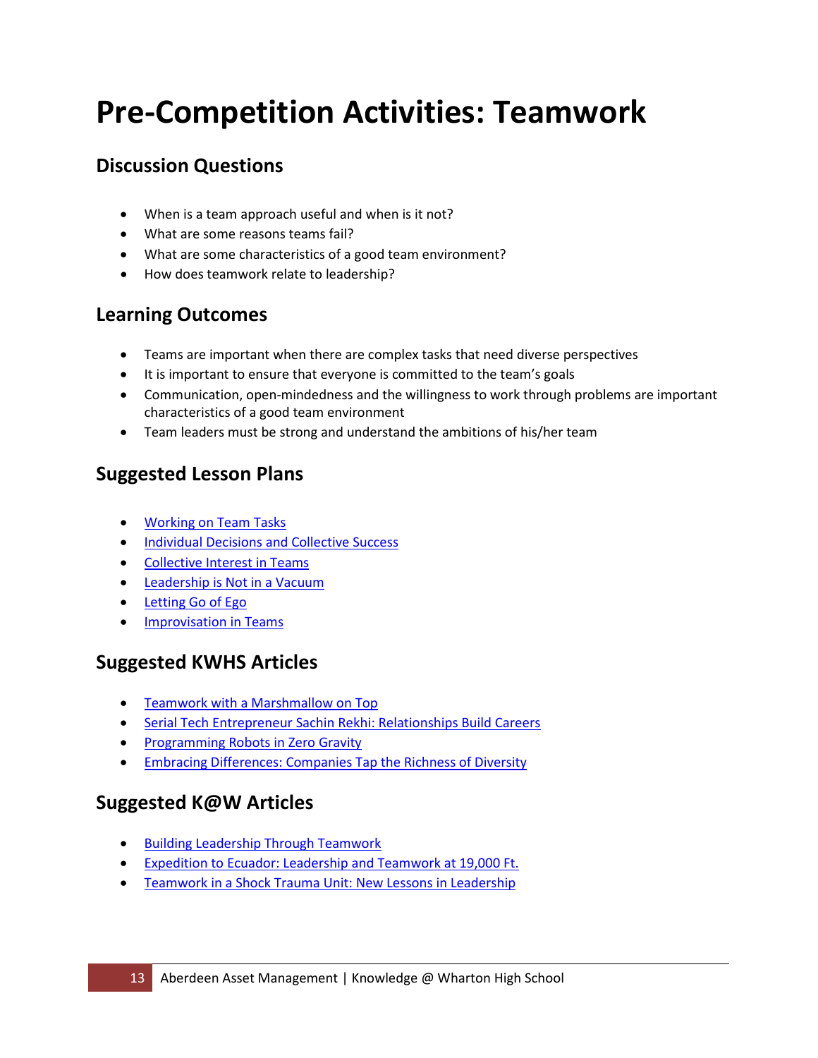# Pre-Competition Activities: Teamwork

## Discussion Questions

- When is a team approach useful and when is it not?
- What are some reasons teams fail?
- What are some characteristics of a good team environment?
- How does teamwork relate to leadership?

## Learning Outcomes

- Teams are important when there are complex tasks that need diverse perspectives
- It is important to ensure that everyone is committed to the team's goals
- Communication, open-mindedness and the willingness to work through problems are important characteristics of a good team environment
- Team leaders must be strong and understand the ambitions of his/her team

## Suggested Lesson Plans

- Working on Team Tasks
- Individual Decisions and Collective Success
- Collective Interest in Teams
- Leadership is Not in a Vacuum
- Letting Go of Ego
- Improvisation in Teams

## Suggested KWHS Articles

- Teamwork with a Marshmallow on Top
- Serial Tech Entrepreneur Sachin Rekhi: Relationships Build Careers
- Programming Robots in Zero Gravity
- Embracing Differences: Companies Tap the Richness of Diversity

## Suggested K@W Articles

- Building Leadership Through Teamwork
- Expedition to Ecuador: Leadership and Teamwork at 19,000 Ft.
- Teamwork in a Shock Trauma Unit: New Lessons in Leadership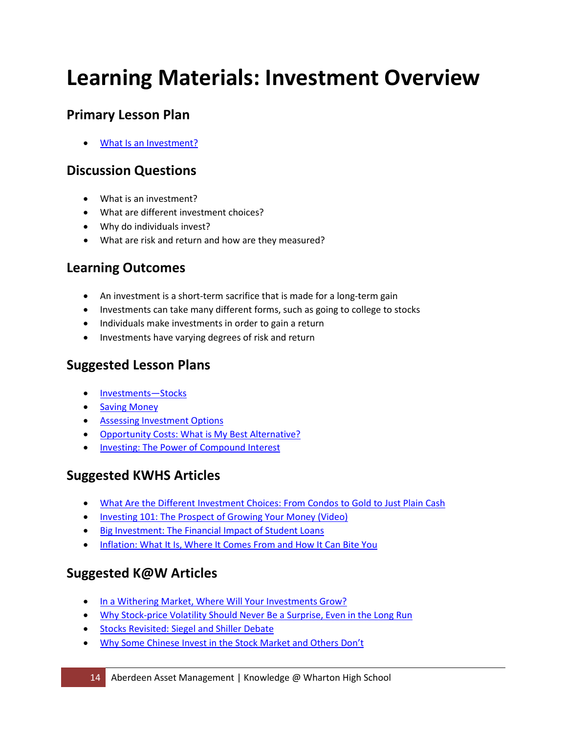# Learning Materials: Investment Overview

## Primary Lesson Plan

- What Is an Investment?

## Discussion Questions

- What is an investment?
- What are different investment choices?
- Why do individuals invest?
- What are risk and return and how are they measured?

## Learning Outcomes

- An investment is a short-term sacrifice that is made for a long-term gain
- Investments can take many different forms, such as going to college to stocks
- Individuals make investments in order to gain a return
- Investments have varying degrees of risk and return

## Suggested Lesson Plans

- Investments—Stocks
- Saving Money
- Assessing Investment Options
- Opportunity Costs: What is My Best Alternative?
- Investing: The Power of Compound Interest

## Suggested KWHS Articles

- What Are the Different Investment Choices: From Condos to Gold to Just Plain Cash
- Investing 101: The Prospect of Growing Your Money (Video)
- Big Investment: The Financial Impact of Student Loans
- Inflation: What It Is, Where It Comes From and How It Can Bite You

## Suggested K@W Articles

- In a Withering Market, Where Will Your Investments Grow?
- Why Stock-price Volatility Should Never Be a Surprise, Even in the Long Run
- Stocks Revisited: Siegel and Shiller Debate
- Why Some Chinese Invest in the Stock Market and Others Don't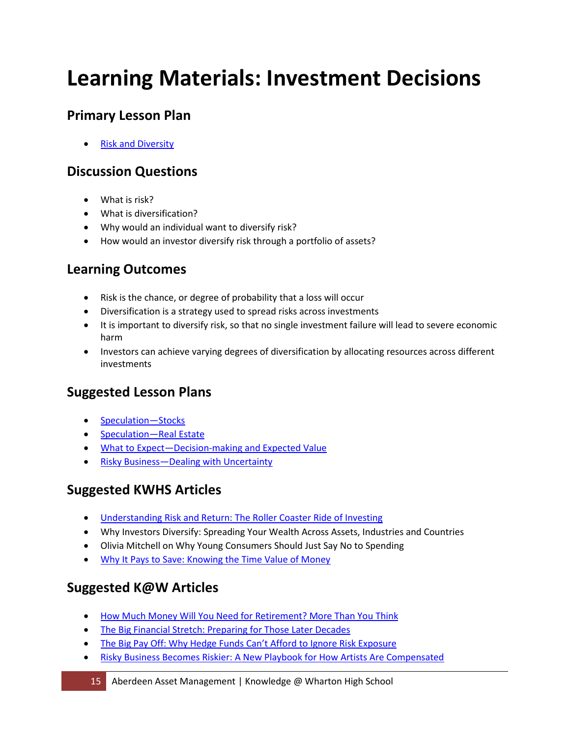# Learning Materials: Investment Decisions

## Primary Lesson Plan

- Risk and Diversity

## Discussion Questions

- What is risk?
- What is diversification?
- Why would an individual want to diversify risk?
- How would an investor diversify risk through a portfolio of assets?

## Learning Outcomes

- Risk is the chance, or degree of probability that a loss will occur
- Diversification is a strategy used to spread risks across investments
- It is important to diversify risk, so that no single investment failure will lead to severe economic harm
- Investors can achieve varying degrees of diversification by allocating resources across different investments

## Suggested Lesson Plans

- Speculation—Stocks
- Speculation—Real Estate
- What to Expect—Decision-making and Expected Value
- Risky Business—Dealing with Uncertainty

## Suggested KWHS Articles

- Understanding Risk and Return: The Roller Coaster Ride of Investing
- Why Investors Diversify: Spreading Your Wealth Across Assets, Industries and Countries
- Olivia Mitchell on Why Young Consumers Should Just Say No to Spending
- Why It Pays to Save: Knowing the Time Value of Money

## Suggested K@W Articles

- How Much Money Will You Need for Retirement? More Than You Think
- The Big Financial Stretch: Preparing for Those Later Decades
- The Big Pay Off: Why Hedge Funds Can't Afford to Ignore Risk Exposure
- Risky Business Becomes Riskier: A New Playbook for How Artists Are Compensated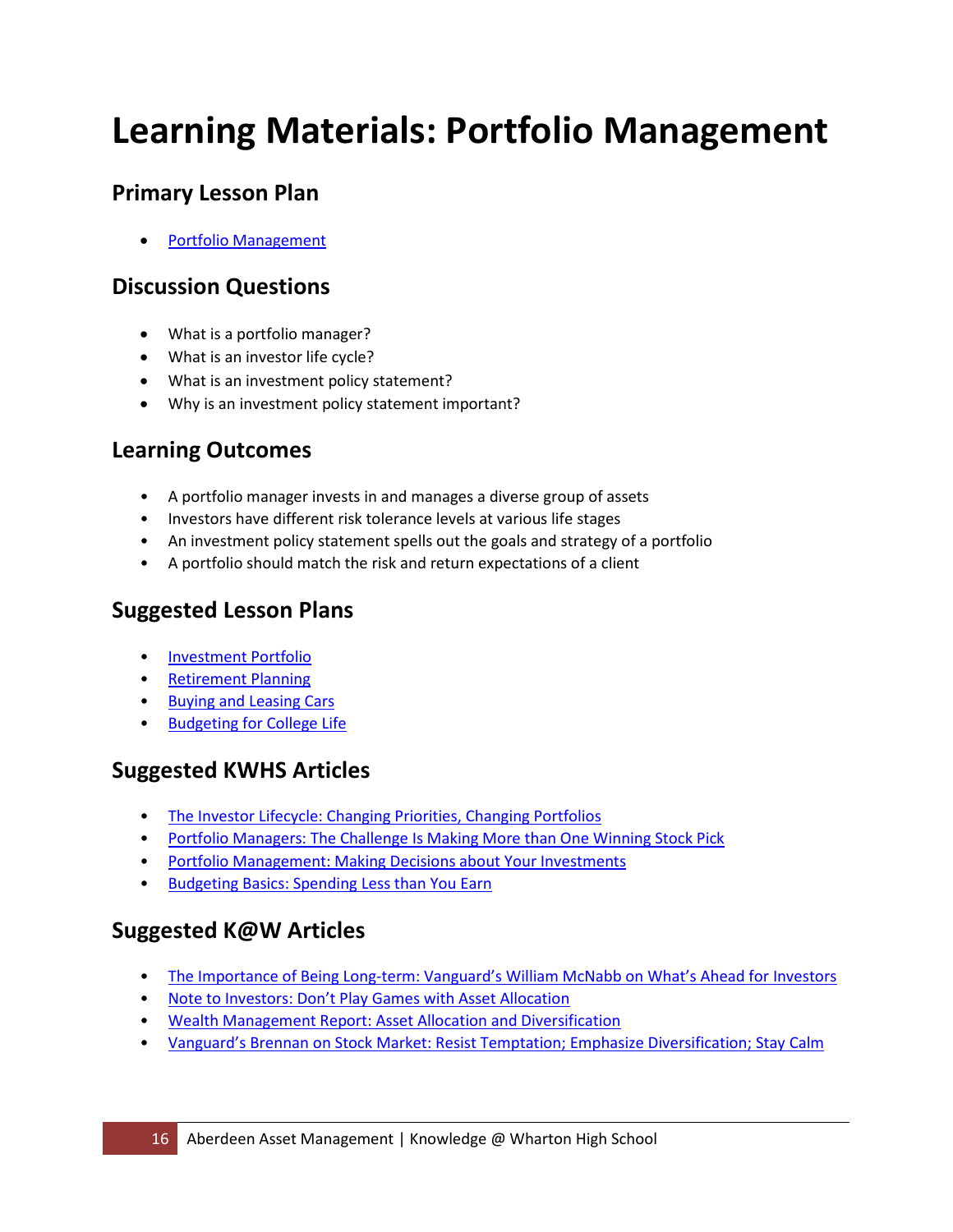# Learning Materials: Portfolio Management

## Primary Lesson Plan

- Portfolio Management

## Discussion Questions

- What is a portfolio manager?
- What is an investor life cycle?
- What is an investment policy statement?
- Why is an investment policy statement important?

## Learning Outcomes

- A portfolio manager invests in and manages a diverse group of assets
- Investors have different risk tolerance levels at various life stages
- An investment policy statement spells out the goals and strategy of a portfolio
- A portfolio should match the risk and return expectations of a client

## Suggested Lesson Plans

- Investment Portfolio
- Retirement Planning
- Buying and Leasing Cars
- Budgeting for College Life

## Suggested KWHS Articles

- The Investor Lifecycle: Changing Priorities, Changing Portfolios
- Portfolio Managers: The Challenge Is Making More than One Winning Stock Pick
- Portfolio Management: Making Decisions about Your Investments
- Budgeting Basics: Spending Less than You Earn

## Suggested K@W Articles

- The Importance of Being Long-term: Vanguard's William McNabb on What's Ahead for Investors
- Note to Investors: Don't Play Games with Asset Allocation
- Wealth Management Report: Asset Allocation and Diversification
- Vanguard's Brennan on Stock Market: Resist Temptation; Emphasize Diversification; Stay Calm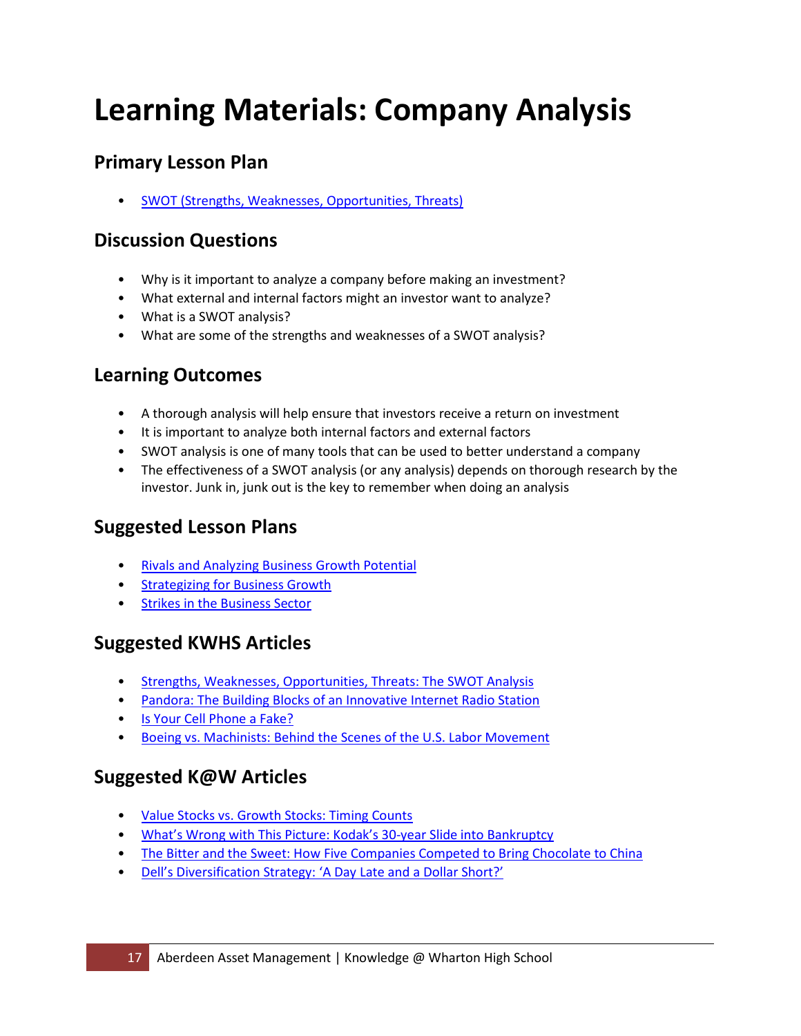# Learning Materials: Company Analysis

## Primary Lesson Plan

- SWOT (Strengths, Weaknesses, Opportunities, Threats)

## Discussion Questions

- Why is it important to analyze a company before making an investment?
- What external and internal factors might an investor want to analyze?
- What is a SWOT analysis?
- What are some of the strengths and weaknesses of a SWOT analysis?

## Learning Outcomes

- A thorough analysis will help ensure that investors receive a return on investment
- It is important to analyze both internal factors and external factors
- SWOT analysis is one of many tools that can be used to better understand a company
- The effectiveness of a SWOT analysis (or any analysis) depends on thorough research by the investor. Junk in, junk out is the key to remember when doing an analysis

## Suggested Lesson Plans

- Rivals and Analyzing Business Growth Potential
- Strategizing for Business Growth
- Strikes in the Business Sector

## Suggested KWHS Articles

- Strengths, Weaknesses, Opportunities, Threats: The SWOT Analysis
- Pandora: The Building Blocks of an Innovative Internet Radio Station
- Is Your Cell Phone a Fake?
- Boeing vs. Machinists: Behind the Scenes of the U.S. Labor Movement

## Suggested K@W Articles

- Value Stocks vs. Growth Stocks: Timing Counts
- What's Wrong with This Picture: Kodak's 30-year Slide into Bankruptcy
- The Bitter and the Sweet: How Five Companies Competed to Bring Chocolate to China
- Dell's Diversification Strategy: 'A Day Late and a Dollar Short?'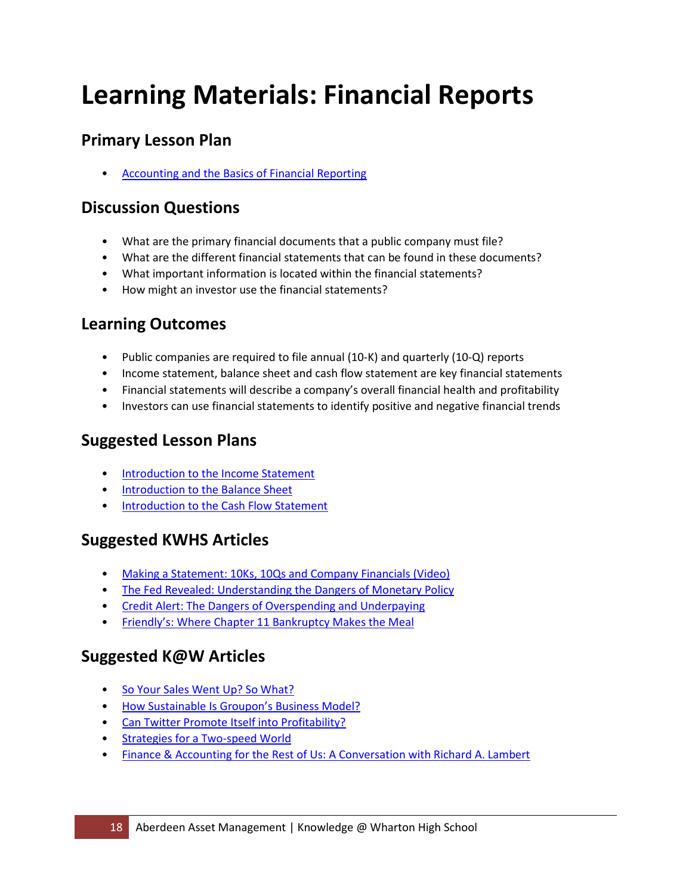# Learning Materials: Financial Reports

## Primary Lesson Plan

- Accounting and the Basics of Financial Reporting

## Discussion Questions

- What are the primary financial documents that a public company must file?
- What are the different financial statements that can be found in these documents?
- What important information is located within the financial statements?
- How might an investor use the financial statements?

## Learning Outcomes

- Public companies are required to file annual (10-K) and quarterly (10-Q) reports
- Income statement, balance sheet and cash flow statement are key financial statements
- Financial statements will describe a company's overall financial health and profitability
- Investors can use financial statements to identify positive and negative financial trends

## Suggested Lesson Plans

- Introduction to the Income Statement
- Introduction to the Balance Sheet
- Introduction to the Cash Flow Statement

## Suggested KWHS Articles

- Making a Statement: 10Ks, 10Qs and Company Financials (Video)
- The Fed Revealed: Understanding the Dangers of Monetary Policy
- Credit Alert: The Dangers of Overspending and Underpaying
- Friendly's: Where Chapter 11 Bankruptcy Makes the Meal

## Suggested K@W Articles

- So Your Sales Went Up? So What?
- How Sustainable Is Groupon's Business Model?
- Can Twitter Promote Itself into Profitability?
- Strategies for a Two-speed World
- Finance & Accounting for the Rest of Us: A Conversation with Richard A. Lambert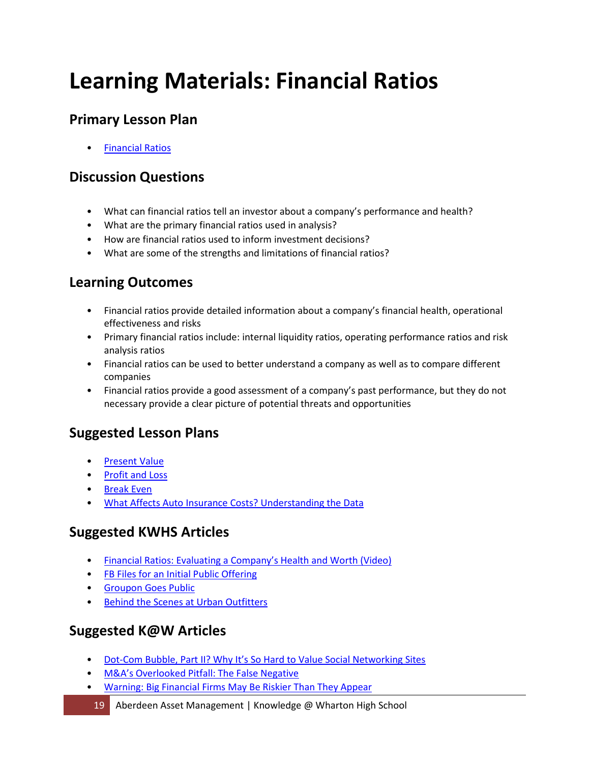# Learning Materials: Financial Ratios

## Primary Lesson Plan

- Financial Ratios

## Discussion Questions

- What can financial ratios tell an investor about a company's performance and health?
- What are the primary financial ratios used in analysis?
- How are financial ratios used to inform investment decisions?
- What are some of the strengths and limitations of financial ratios?

## Learning Outcomes

- Financial ratios provide detailed information about a company's financial health, operational effectiveness and risks
- Primary financial ratios include: internal liquidity ratios, operating performance ratios and risk analysis ratios
- Financial ratios can be used to better understand a company as well as to compare different companies
- Financial ratios provide a good assessment of a company's past performance, but they do not necessary provide a clear picture of potential threats and opportunities

## Suggested Lesson Plans

- Present Value
- Profit and Loss
- Break Even
- What Affects Auto Insurance Costs? Understanding the Data

## Suggested KWHS Articles

- Financial Ratios: Evaluating a Company's Health and Worth (Video)
- FB Files for an Initial Public Offering
- Groupon Goes Public
- Behind the Scenes at Urban Outfitters

## Suggested K@W Articles

- Dot-Com Bubble, Part II? Why It's So Hard to Value Social Networking Sites
- M&A's Overlooked Pitfall: The False Negative
- Warning: Big Financial Firms May Be Riskier Than They Appear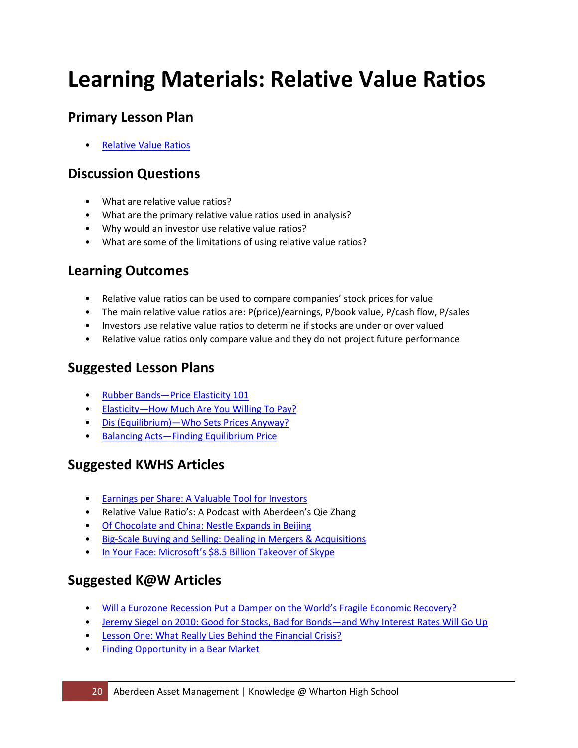# Learning Materials: Relative Value Ratios

## Primary Lesson Plan

- Relative Value Ratios

## Discussion Questions

- What are relative value ratios?
- What are the primary relative value ratios used in analysis?
- Why would an investor use relative value ratios?
- What are some of the limitations of using relative value ratios?

## Learning Outcomes

- Relative value ratios can be used to compare companies' stock prices for value
- The main relative value ratios are: P(price)/earnings, P/book value, P/cash flow, P/sales
- Investors use relative value ratios to determine if stocks are under or over valued
- Relative value ratios only compare value and they do not project future performance

## Suggested Lesson Plans

- Rubber Bands—Price Elasticity 101
- Elasticity—How Much Are You Willing To Pay?
- Dis (Equilibrium)—Who Sets Prices Anyway?
- Balancing Acts—Finding Equilibrium Price

## Suggested KWHS Articles

- Earnings per Share: A Valuable Tool for Investors
- Relative Value Ratio's: A Podcast with Aberdeen's Qie Zhang
- Of Chocolate and China: Nestle Expands in Beijing
- Big-Scale Buying and Selling: Dealing in Mergers & Acquisitions
- In Your Face: Microsoft's $8.5 Billion Takeover of Skype

## Suggested K@W Articles

- Will a Eurozone Recession Put a Damper on the World's Fragile Economic Recovery?
- Jeremy Siegel on 2010: Good for Stocks, Bad for Bonds—and Why Interest Rates Will Go Up
- Lesson One: What Really Lies Behind the Financial Crisis?
- Finding Opportunity in a Bear Market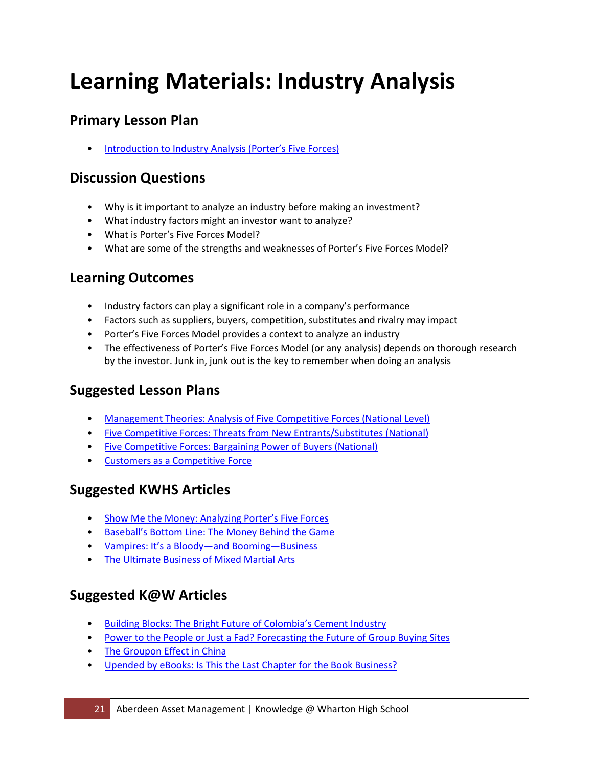# Learning Materials: Industry Analysis

## Primary Lesson Plan

- Introduction to Industry Analysis (Porter's Five Forces)

## Discussion Questions

- Why is it important to analyze an industry before making an investment?
- What industry factors might an investor want to analyze?
- What is Porter's Five Forces Model?
- What are some of the strengths and weaknesses of Porter's Five Forces Model?

## Learning Outcomes

- Industry factors can play a significant role in a company's performance
- Factors such as suppliers, buyers, competition, substitutes and rivalry may impact
- Porter's Five Forces Model provides a context to analyze an industry
- The effectiveness of Porter's Five Forces Model (or any analysis) depends on thorough research by the investor. Junk in, junk out is the key to remember when doing an analysis

## Suggested Lesson Plans

- Management Theories: Analysis of Five Competitive Forces (National Level)
- Five Competitive Forces: Threats from New Entrants/Substitutes (National)
- Five Competitive Forces: Bargaining Power of Buyers (National)
- Customers as a Competitive Force

## Suggested KWHS Articles

- Show Me the Money: Analyzing Porter's Five Forces
- Baseball's Bottom Line: The Money Behind the Game
- Vampires: It's a Bloody—and Booming—Business
- The Ultimate Business of Mixed Martial Arts

## Suggested K@W Articles

- Building Blocks: The Bright Future of Colombia's Cement Industry
- Power to the People or Just a Fad? Forecasting the Future of Group Buying Sites
- The Groupon Effect in China
- Upended by eBooks: Is This the Last Chapter for the Book Business?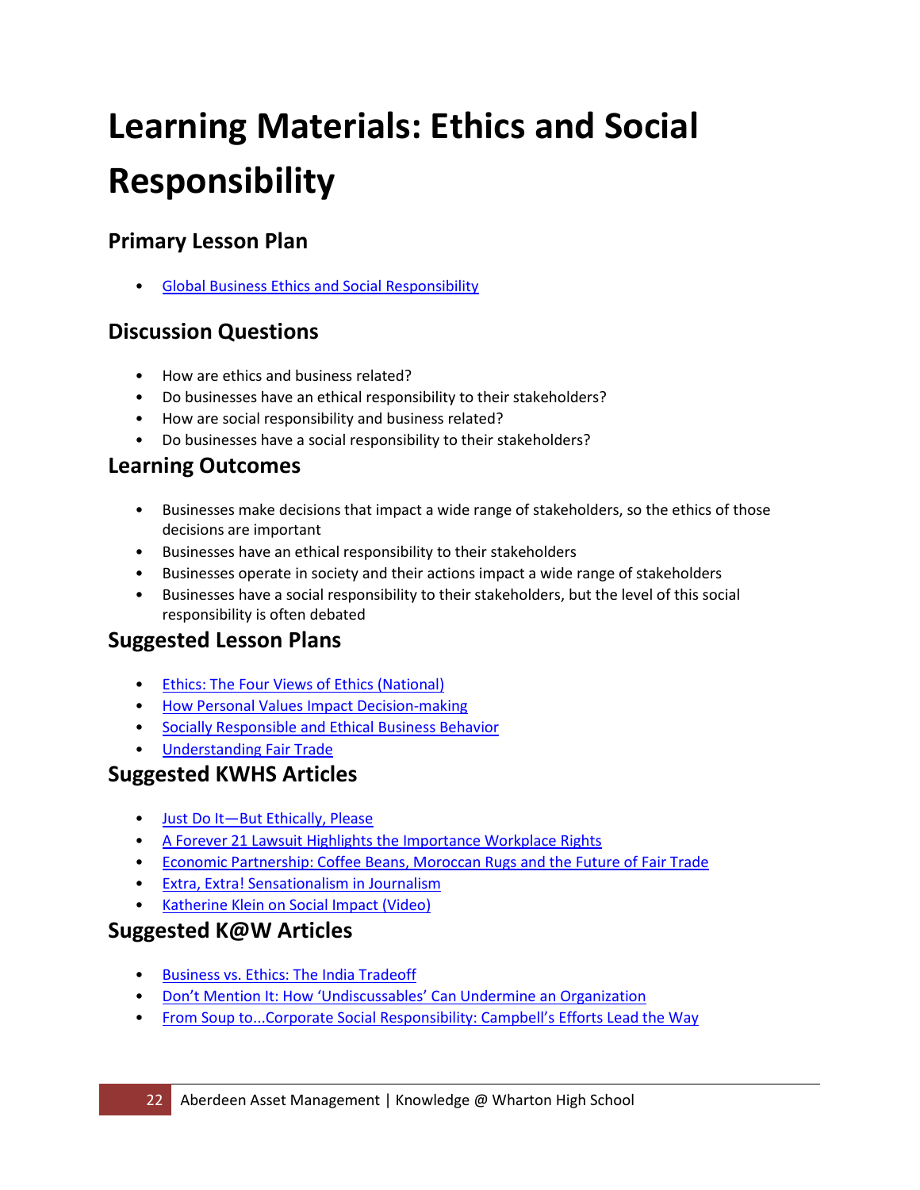# Learning Materials: Ethics and Social Responsibility

## Primary Lesson Plan

- Global Business Ethics and Social Responsibility

## Discussion Questions

- How are ethics and business related?
- Do businesses have an ethical responsibility to their stakeholders?
- How are social responsibility and business related?
- Do businesses have a social responsibility to their stakeholders?

## Learning Outcomes

- Businesses make decisions that impact a wide range of stakeholders, so the ethics of those decisions are important
- Businesses have an ethical responsibility to their stakeholders
- Businesses operate in society and their actions impact a wide range of stakeholders
- Businesses have a social responsibility to their stakeholders, but the level of this social responsibility is often debated

## Suggested Lesson Plans

- Ethics: The Four Views of Ethics (National)
- How Personal Values Impact Decision-making
- Socially Responsible and Ethical Business Behavior
- Understanding Fair Trade

## Suggested KWHS Articles

- Just Do It—But Ethically, Please
- A Forever 21 Lawsuit Highlights the Importance Workplace Rights
- Economic Partnership: Coffee Beans, Moroccan Rugs and the Future of Fair Trade
- Extra, Extra! Sensationalism in Journalism
- Katherine Klein on Social Impact (Video)

## Suggested K@W Articles

- Business vs. Ethics: The India Tradeoff
- Don't Mention It: How 'Undiscussables' Can Undermine an Organization
- From Soup to...Corporate Social Responsibility: Campbell's Efforts Lead the Way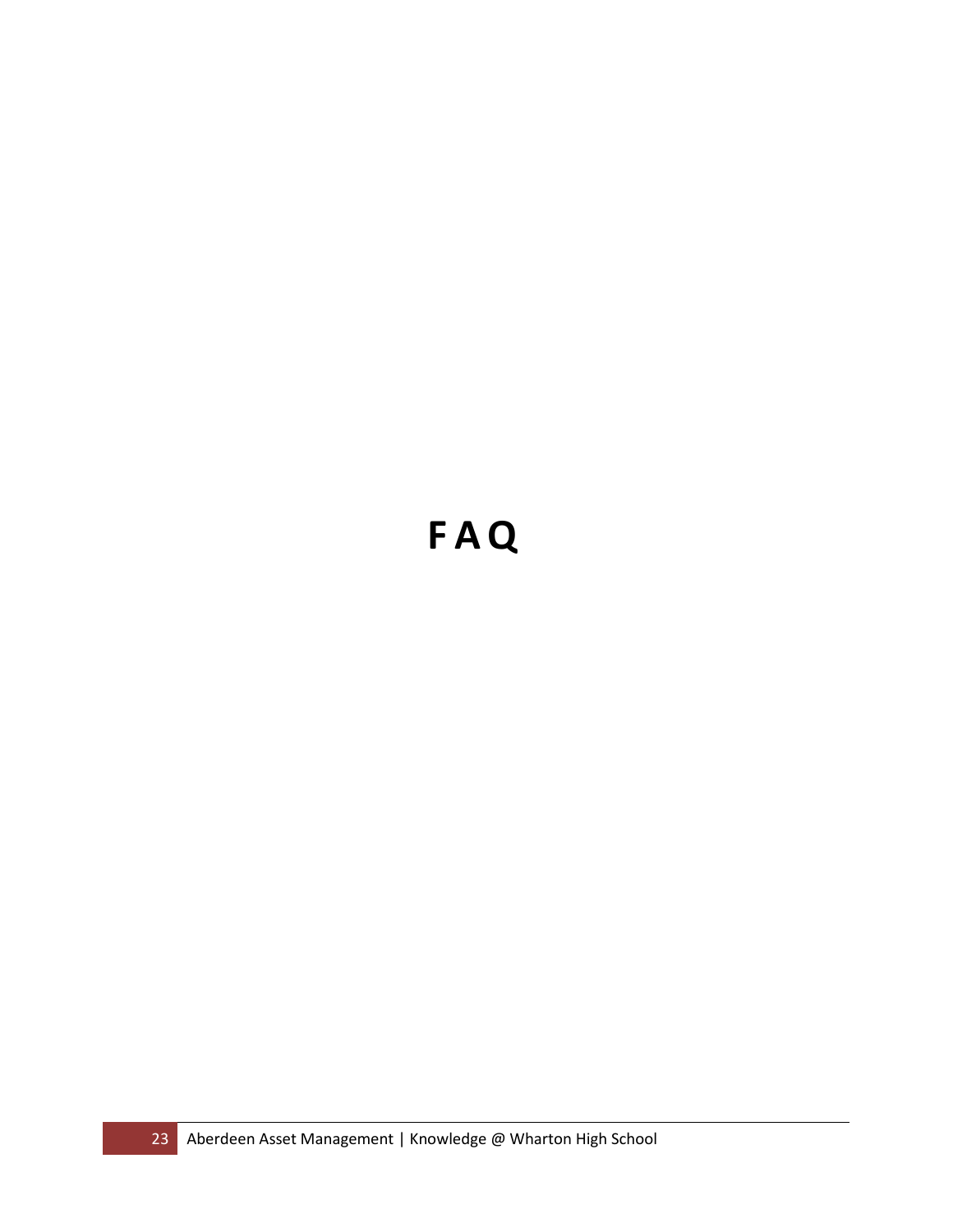# FAQ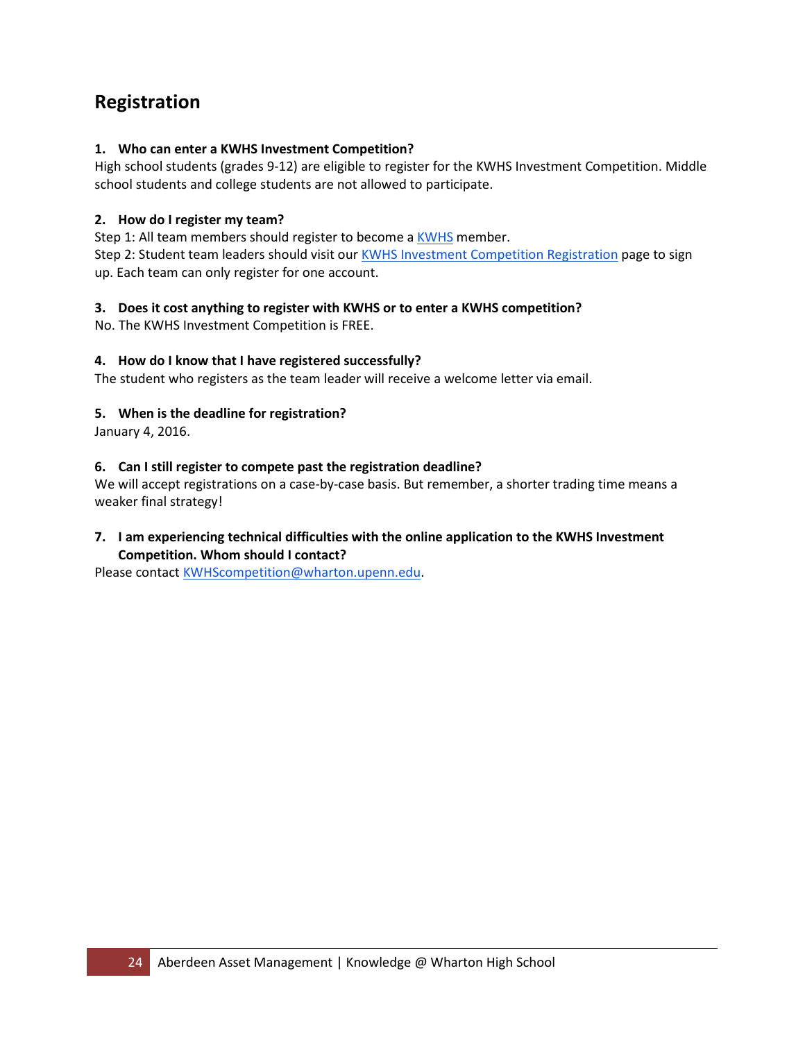## Registration

**1. Who can enter a KWHS Investment Competition?**

High school students (grades 9-12) are eligible to register for the KWHS Investment Competition. Middle school students and college students are not allowed to participate.

**2. How do I register my team?**

Step 1: All team members should register to become a KWHS member.
Step 2: Student team leaders should visit our KWHS Investment Competition Registration page to sign up. Each team can only register for one account.

**3. Does it cost anything to register with KWHS or to enter a KWHS competition?**

No. The KWHS Investment Competition is FREE.

**4. How do I know that I have registered successfully?**

The student who registers as the team leader will receive a welcome letter via email.

**5. When is the deadline for registration?**

January 4, 2016.

**6. Can I still register to compete past the registration deadline?**

We will accept registrations on a case-by-case basis. But remember, a shorter trading time means a weaker final strategy!

**7. I am experiencing technical difficulties with the online application to the KWHS Investment Competition. Whom should I contact?**

Please contact KWHScompetition@wharton.upenn.edu.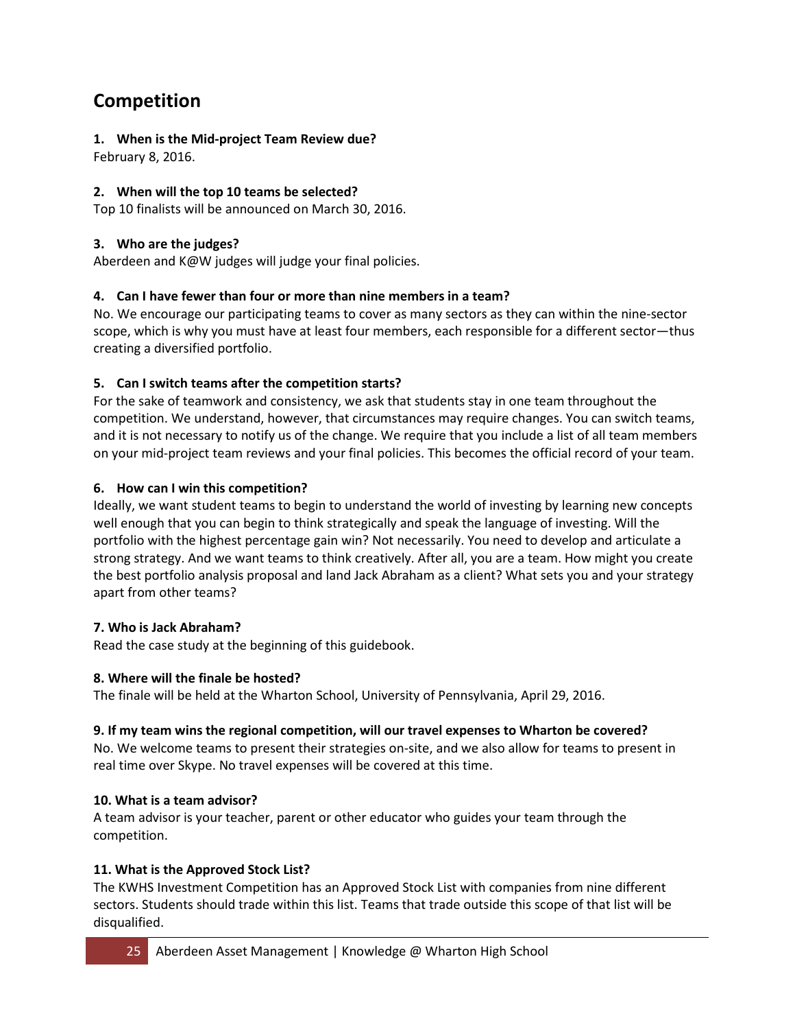## Competition

**1. When is the Mid-project Team Review due?**
February 8, 2016.

**2. When will the top 10 teams be selected?**
Top 10 finalists will be announced on March 30, 2016.

**3. Who are the judges?**
Aberdeen and K@W judges will judge your final policies.

**4. Can I have fewer than four or more than nine members in a team?**
No. We encourage our participating teams to cover as many sectors as they can within the nine-sector scope, which is why you must have at least four members, each responsible for a different sector—thus creating a diversified portfolio.

**5. Can I switch teams after the competition starts?**
For the sake of teamwork and consistency, we ask that students stay in one team throughout the competition. We understand, however, that circumstances may require changes. You can switch teams, and it is not necessary to notify us of the change. We require that you include a list of all team members on your mid-project team reviews and your final policies. This becomes the official record of your team.

**6. How can I win this competition?**
Ideally, we want student teams to begin to understand the world of investing by learning new concepts well enough that you can begin to think strategically and speak the language of investing. Will the portfolio with the highest percentage gain win? Not necessarily. You need to develop and articulate a strong strategy. And we want teams to think creatively. After all, you are a team. How might you create the best portfolio analysis proposal and land Jack Abraham as a client? What sets you and your strategy apart from other teams?

**7. Who is Jack Abraham?**
Read the case study at the beginning of this guidebook.

**8. Where will the finale be hosted?**
The finale will be held at the Wharton School, University of Pennsylvania, April 29, 2016.

**9. If my team wins the regional competition, will our travel expenses to Wharton be covered?**
No. We welcome teams to present their strategies on-site, and we also allow for teams to present in real time over Skype. No travel expenses will be covered at this time.

**10. What is a team advisor?**
A team advisor is your teacher, parent or other educator who guides your team through the competition.

**11. What is the Approved Stock List?**
The KWHS Investment Competition has an Approved Stock List with companies from nine different sectors. Students should trade within this list. Teams that trade outside this scope of that list will be disqualified.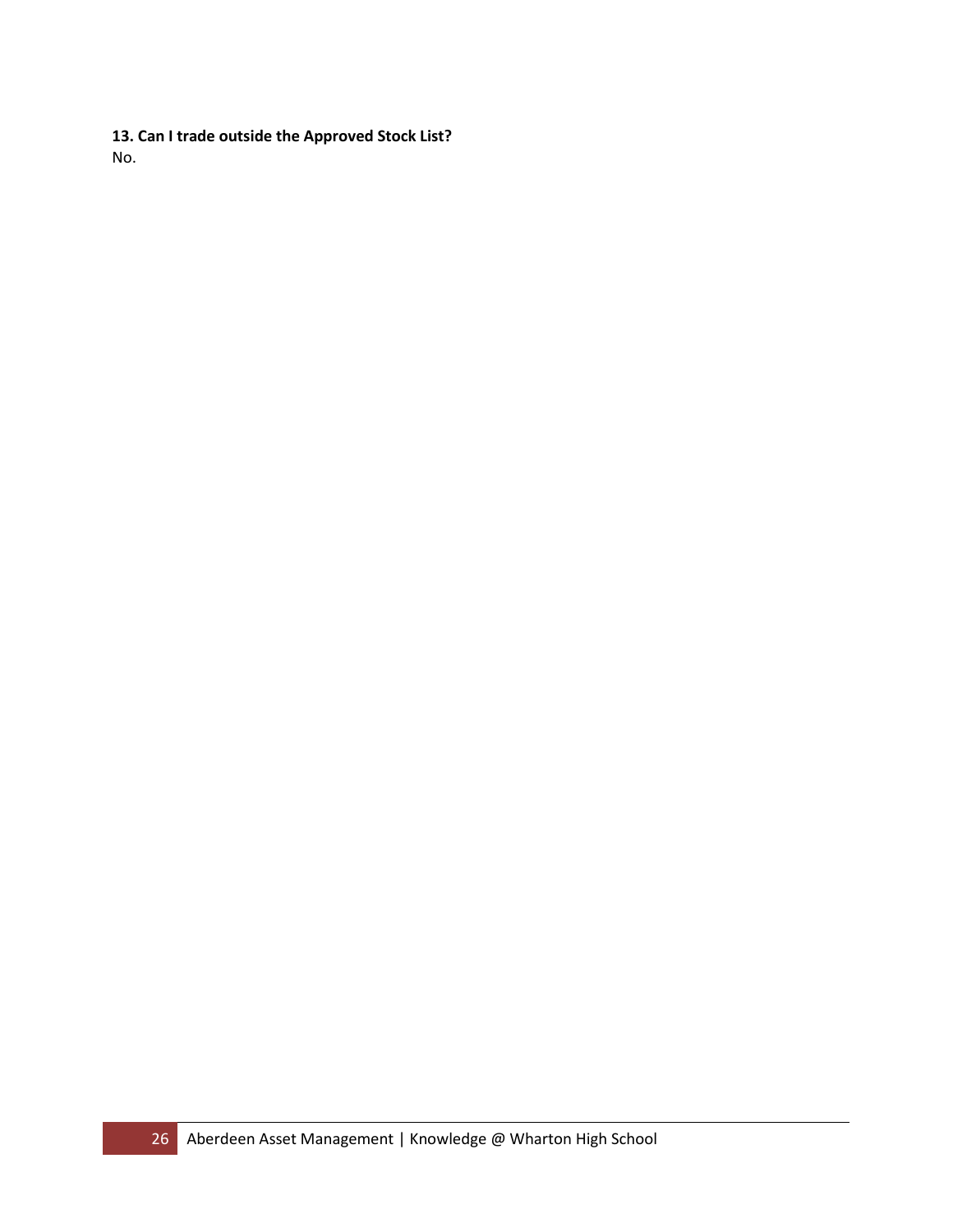**13. Can I trade outside the Approved Stock List?**

No.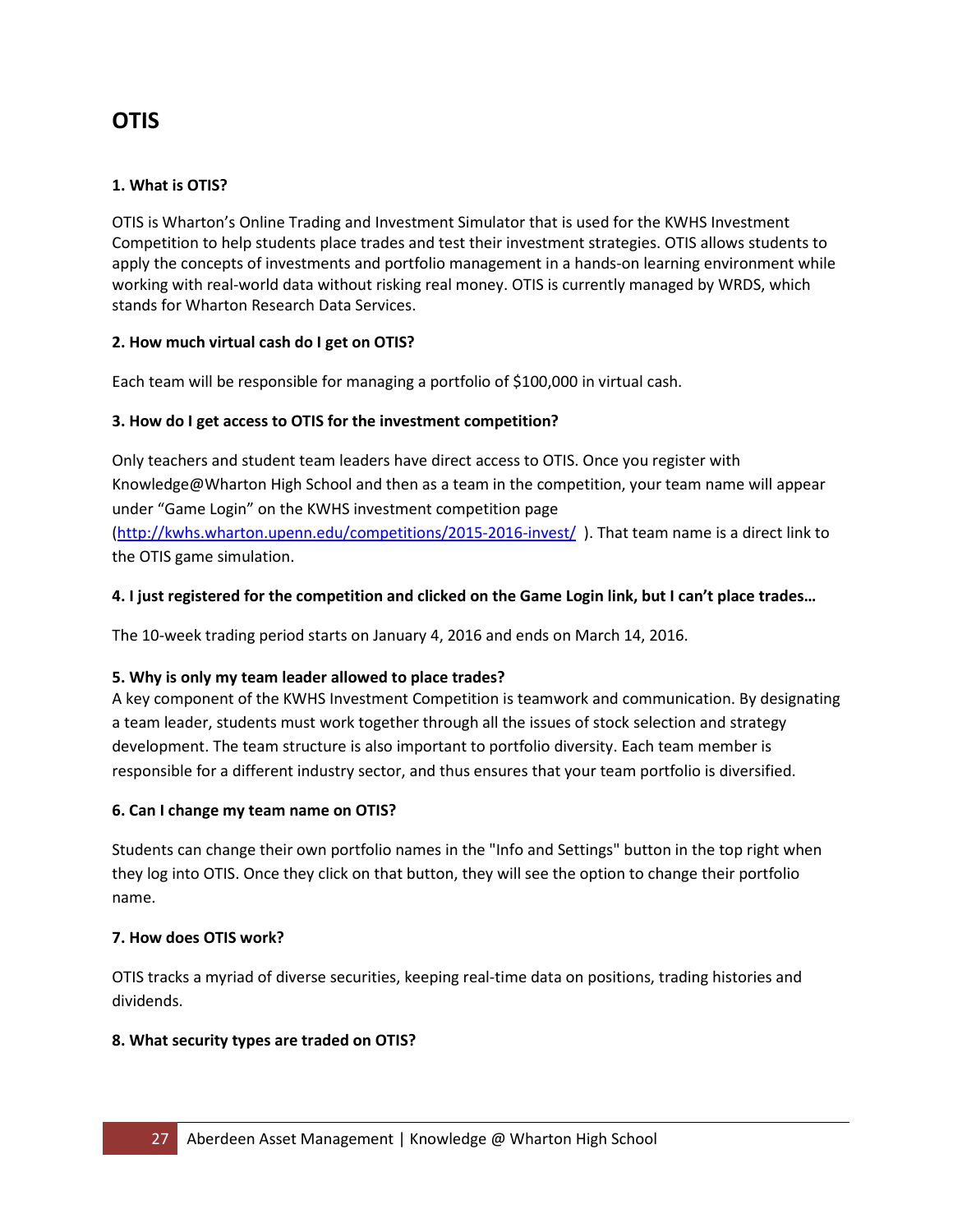## OTIS

**1. What is OTIS?**

OTIS is Wharton's Online Trading and Investment Simulator that is used for the KWHS Investment Competition to help students place trades and test their investment strategies. OTIS allows students to apply the concepts of investments and portfolio management in a hands-on learning environment while working with real-world data without risking real money. OTIS is currently managed by WRDS, which stands for Wharton Research Data Services.

**2. How much virtual cash do I get on OTIS?**

Each team will be responsible for managing a portfolio of $100,000 in virtual cash.

**3. How do I get access to OTIS for the investment competition?**

Only teachers and student team leaders have direct access to OTIS. Once you register with Knowledge@Wharton High School and then as a team in the competition, your team name will appear under "Game Login" on the KWHS investment competition page (http://kwhs.wharton.upenn.edu/competitions/2015-2016-invest/ ). That team name is a direct link to the OTIS game simulation.

**4. I just registered for the competition and clicked on the Game Login link, but I can't place trades…**

The 10-week trading period starts on January 4, 2016 and ends on March 14, 2016.

**5. Why is only my team leader allowed to place trades?**

A key component of the KWHS Investment Competition is teamwork and communication. By designating a team leader, students must work together through all the issues of stock selection and strategy development. The team structure is also important to portfolio diversity. Each team member is responsible for a different industry sector, and thus ensures that your team portfolio is diversified.

**6. Can I change my team name on OTIS?**

Students can change their own portfolio names in the "Info and Settings" button in the top right when they log into OTIS. Once they click on that button, they will see the option to change their portfolio name.

**7. How does OTIS work?**

OTIS tracks a myriad of diverse securities, keeping real-time data on positions, trading histories and dividends.

**8. What security types are traded on OTIS?**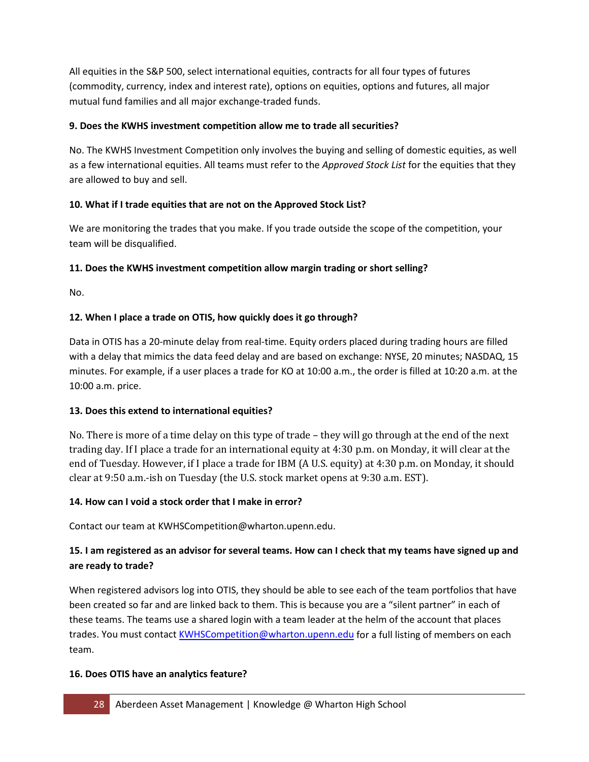All equities in the S&P 500, select international equities, contracts for all four types of futures (commodity, currency, index and interest rate), options on equities, options and futures, all major mutual fund families and all major exchange-traded funds.

**9. Does the KWHS investment competition allow me to trade all securities?**

No. The KWHS Investment Competition only involves the buying and selling of domestic equities, as well as a few international equities. All teams must refer to the *Approved Stock List* for the equities that they are allowed to buy and sell.

**10. What if I trade equities that are not on the Approved Stock List?**

We are monitoring the trades that you make. If you trade outside the scope of the competition, your team will be disqualified.

**11. Does the KWHS investment competition allow margin trading or short selling?**

No.

**12. When I place a trade on OTIS, how quickly does it go through?**

Data in OTIS has a 20-minute delay from real-time. Equity orders placed during trading hours are filled with a delay that mimics the data feed delay and are based on exchange: NYSE, 20 minutes; NASDAQ, 15 minutes. For example, if a user places a trade for KO at 10:00 a.m., the order is filled at 10:20 a.m. at the 10:00 a.m. price.

**13. Does this extend to international equities?**

No. There is more of a time delay on this type of trade – they will go through at the end of the next trading day. If I place a trade for an international equity at 4:30 p.m. on Monday, it will clear at the end of Tuesday. However, if I place a trade for IBM (A U.S. equity) at 4:30 p.m. on Monday, it should clear at 9:50 a.m.-ish on Tuesday (the U.S. stock market opens at 9:30 a.m. EST).

**14. How can I void a stock order that I make in error?**

Contact our team at KWHSCompetition@wharton.upenn.edu.

**15. I am registered as an advisor for several teams. How can I check that my teams have signed up and are ready to trade?**

When registered advisors log into OTIS, they should be able to see each of the team portfolios that have been created so far and are linked back to them. This is because you are a "silent partner" in each of these teams. The teams use a shared login with a team leader at the helm of the account that places trades. You must contact KWHSCompetition@wharton.upenn.edu for a full listing of members on each team.

**16. Does OTIS have an analytics feature?**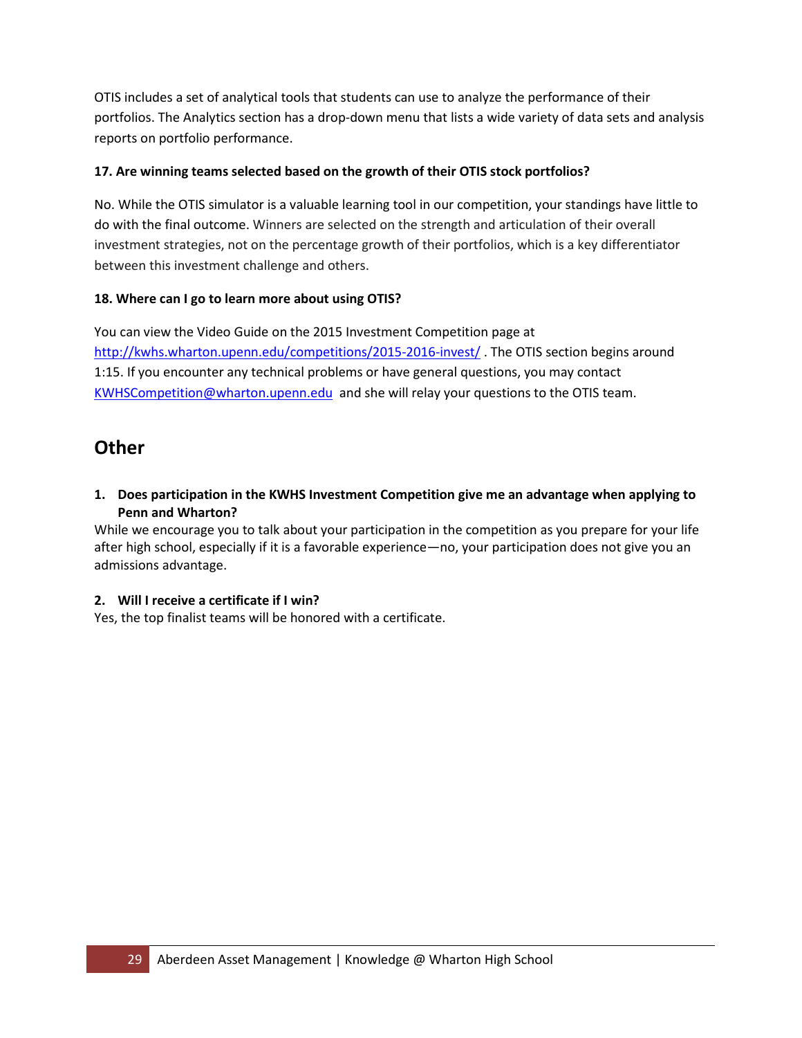OTIS includes a set of analytical tools that students can use to analyze the performance of their portfolios. The Analytics section has a drop-down menu that lists a wide variety of data sets and analysis reports on portfolio performance.

**17. Are winning teams selected based on the growth of their OTIS stock portfolios?**

No. While the OTIS simulator is a valuable learning tool in our competition, your standings have little to do with the final outcome. Winners are selected on the strength and articulation of their overall investment strategies, not on the percentage growth of their portfolios, which is a key differentiator between this investment challenge and others.

**18. Where can I go to learn more about using OTIS?**

You can view the Video Guide on the 2015 Investment Competition page at http://kwhs.wharton.upenn.edu/competitions/2015-2016-invest/ . The OTIS section begins around 1:15. If you encounter any technical problems or have general questions, you may contact KWHSCompetition@wharton.upenn.edu and she will relay your questions to the OTIS team.

## Other

1. **Does participation in the KWHS Investment Competition give me an advantage when applying to Penn and Wharton?**

While we encourage you to talk about your participation in the competition as you prepare for your life after high school, especially if it is a favorable experience—no, your participation does not give you an admissions advantage.

2. **Will I receive a certificate if I win?**

Yes, the top finalist teams will be honored with a certificate.